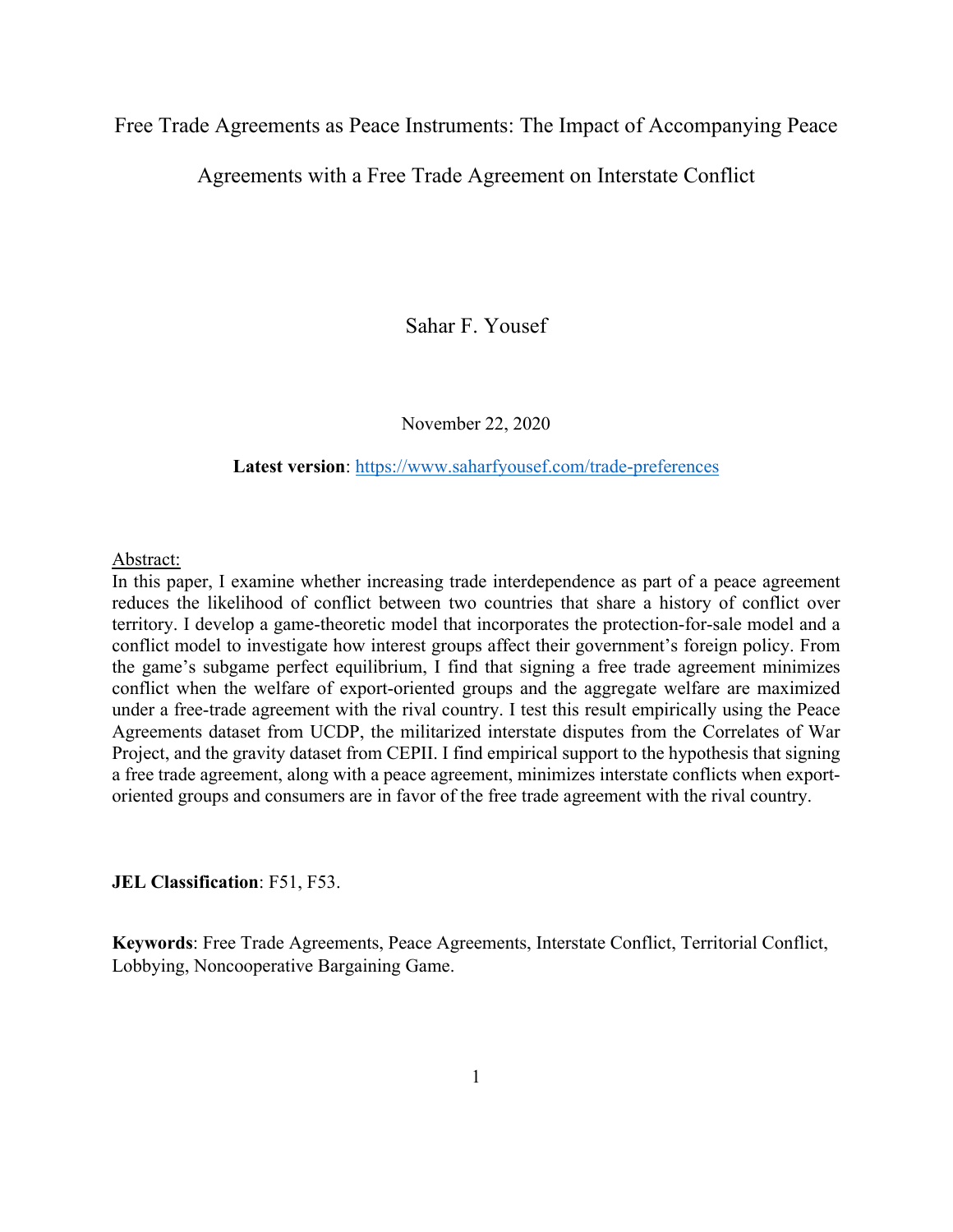# Free Trade Agreements as Peace Instruments: The Impact of Accompanying Peace Agreements with a Free Trade Agreement on Interstate Conflict

Sahar F. Yousef

November 22, 2020

**Latest version**: [https://www.saharfyousef.com/trade-preferences](https://www.saharfyousef.com/trade-preferences)

Abstract:

In this paper, I examine whether increasing trade interdependence as part of a peace agreement reduces the likelihood of conflict between two countries that share a history of conflict over territory. I develop a game-theoretic model that incorporates the protection-for-sale model and a conflict model to investigate how interest groups affect their government's foreign policy. From the game's subgame perfect equilibrium, I find that signing a free trade agreement minimizes conflict when the welfare of export-oriented groups and the aggregate welfare are maximized under a free-trade agreement with the rival country. I test this result empirically using the Peace Agreements dataset from UCDP, the militarized interstate disputes from the Correlates of War Project, and the gravity dataset from CEPII. I find empirical support to the hypothesis that signing a free trade agreement, along with a peace agreement, minimizes interstate conflicts when export-oriented groups and consumers are in favor of the free trade agreement with the rival country.

**JEL Classification**: F51, F53.

**Keywords**: Free Trade Agreements, Peace Agreements, Interstate Conflict, Territorial Conflict, Lobbying, Noncooperative Bargaining Game.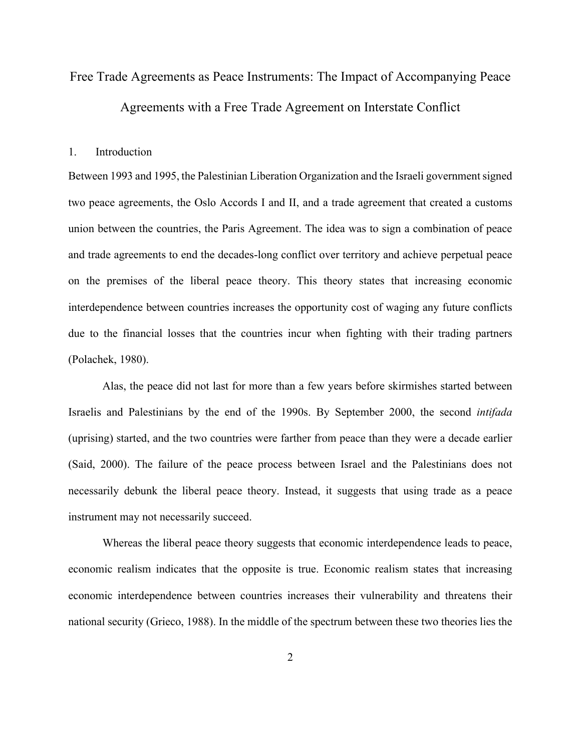# Free Trade Agreements as Peace Instruments: The Impact of Accompanying Peace Agreements with a Free Trade Agreement on Interstate Conflict

## 1. Introduction

Between 1993 and 1995, the Palestinian Liberation Organization and the Israeli government signed two peace agreements, the Oslo Accords I and II, and a trade agreement that created a customs union between the countries, the Paris Agreement. The idea was to sign a combination of peace and trade agreements to end the decades-long conflict over territory and achieve perpetual peace on the premises of the liberal peace theory. This theory states that increasing economic interdependence between countries increases the opportunity cost of waging any future conflicts due to the financial losses that the countries incur when fighting with their trading partners (Polachek, 1980).

Alas, the peace did not last for more than a few years before skirmishes started between Israelis and Palestinians by the end of the 1990s. By September 2000, the second *intifada* (uprising) started, and the two countries were farther from peace than they were a decade earlier (Said, 2000). The failure of the peace process between Israel and the Palestinians does not necessarily debunk the liberal peace theory. Instead, it suggests that using trade as a peace instrument may not necessarily succeed.

Whereas the liberal peace theory suggests that economic interdependence leads to peace, economic realism indicates that the opposite is true. Economic realism states that increasing economic interdependence between countries increases their vulnerability and threatens their national security (Grieco, 1988). In the middle of the spectrum between these two theories lies the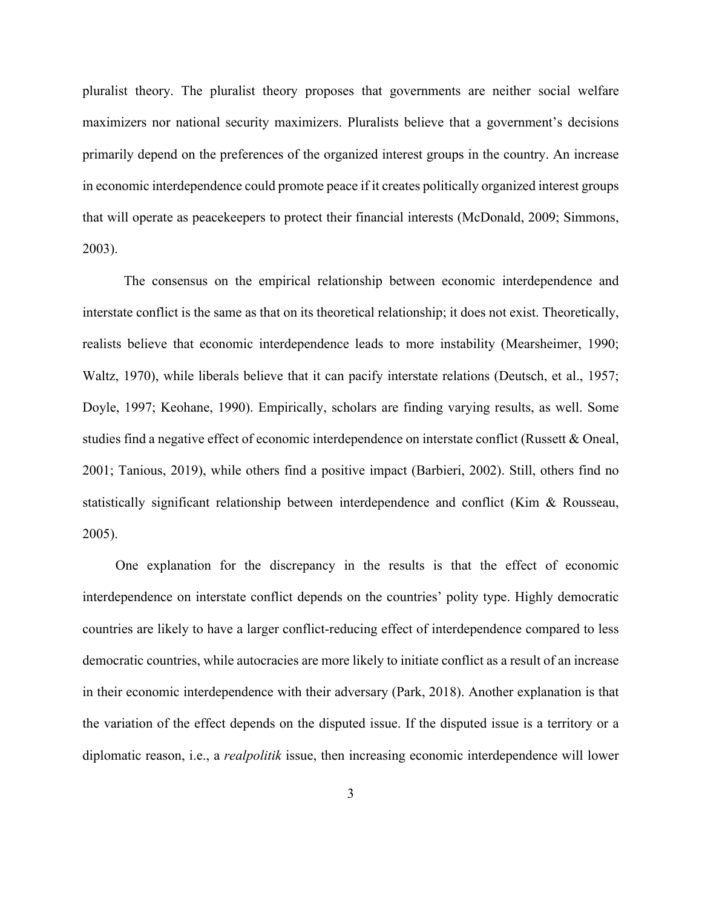pluralist theory. The pluralist theory proposes that governments are neither social welfare maximizers nor national security maximizers. Pluralists believe that a government's decisions primarily depend on the preferences of the organized interest groups in the country. An increase in economic interdependence could promote peace if it creates politically organized interest groups that will operate as peacekeepers to protect their financial interests (McDonald, 2009; Simmons, 2003).

The consensus on the empirical relationship between economic interdependence and interstate conflict is the same as that on its theoretical relationship; it does not exist. Theoretically, realists believe that economic interdependence leads to more instability (Mearsheimer, 1990; Waltz, 1970), while liberals believe that it can pacify interstate relations (Deutsch, et al., 1957; Doyle, 1997; Keohane, 1990). Empirically, scholars are finding varying results, as well. Some studies find a negative effect of economic interdependence on interstate conflict (Russett & Oneal, 2001; Tanious, 2019), while others find a positive impact (Barbieri, 2002). Still, others find no statistically significant relationship between interdependence and conflict (Kim & Rousseau, 2005).

One explanation for the discrepancy in the results is that the effect of economic interdependence on interstate conflict depends on the countries' polity type. Highly democratic countries are likely to have a larger conflict-reducing effect of interdependence compared to less democratic countries, while autocracies are more likely to initiate conflict as a result of an increase in their economic interdependence with their adversary (Park, 2018). Another explanation is that the variation of the effect depends on the disputed issue. If the disputed issue is a territory or a diplomatic reason, i.e., a *realpolitik* issue, then increasing economic interdependence will lower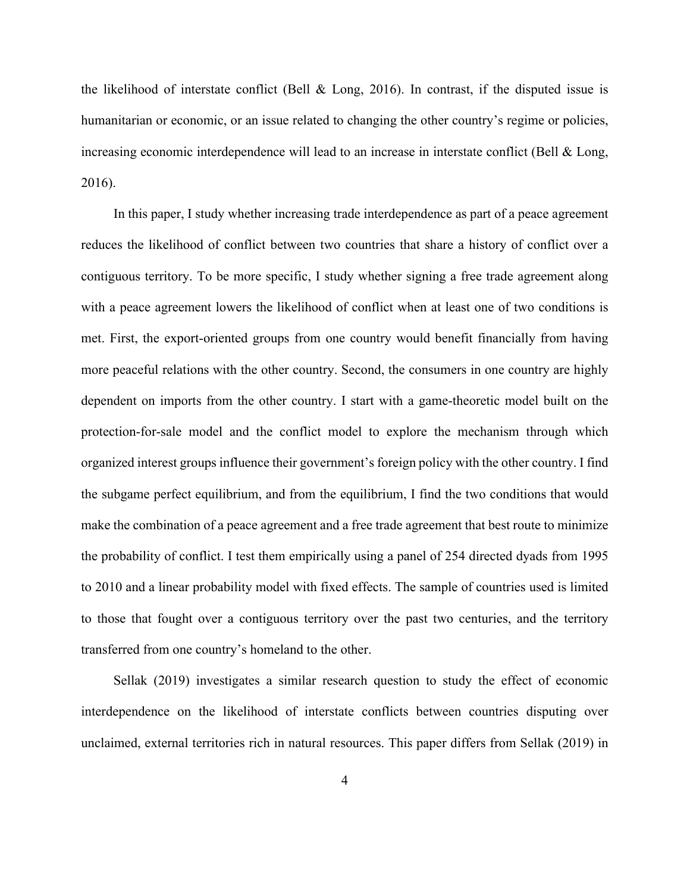the likelihood of interstate conflict (Bell & Long, 2016). In contrast, if the disputed issue is humanitarian or economic, or an issue related to changing the other country's regime or policies, increasing economic interdependence will lead to an increase in interstate conflict (Bell & Long, 2016).

In this paper, I study whether increasing trade interdependence as part of a peace agreement reduces the likelihood of conflict between two countries that share a history of conflict over a contiguous territory. To be more specific, I study whether signing a free trade agreement along with a peace agreement lowers the likelihood of conflict when at least one of two conditions is met. First, the export-oriented groups from one country would benefit financially from having more peaceful relations with the other country. Second, the consumers in one country are highly dependent on imports from the other country. I start with a game-theoretic model built on the protection-for-sale model and the conflict model to explore the mechanism through which organized interest groups influence their government's foreign policy with the other country. I find the subgame perfect equilibrium, and from the equilibrium, I find the two conditions that would make the combination of a peace agreement and a free trade agreement that best route to minimize the probability of conflict. I test them empirically using a panel of 254 directed dyads from 1995 to 2010 and a linear probability model with fixed effects. The sample of countries used is limited to those that fought over a contiguous territory over the past two centuries, and the territory transferred from one country's homeland to the other.

Sellak (2019) investigates a similar research question to study the effect of economic interdependence on the likelihood of interstate conflicts between countries disputing over unclaimed, external territories rich in natural resources. This paper differs from Sellak (2019) in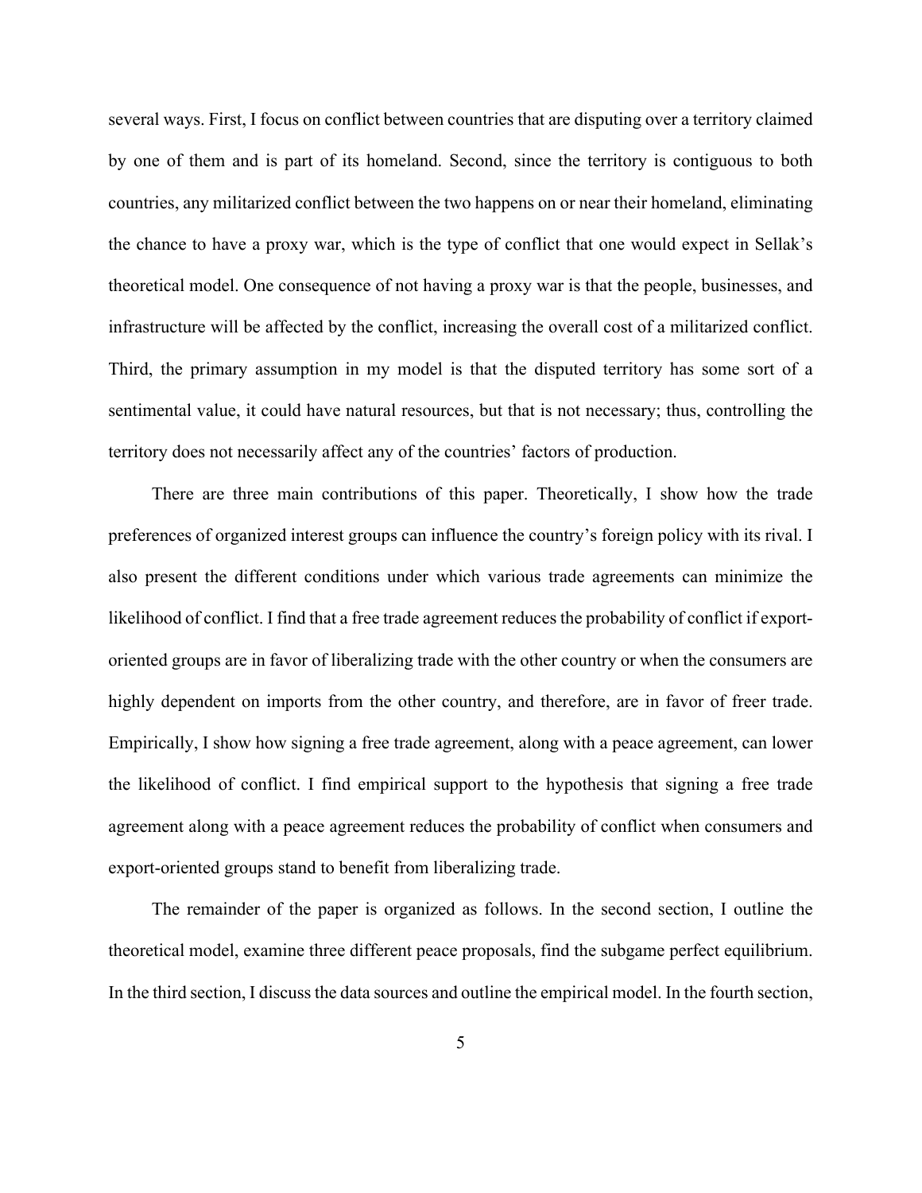several ways. First, I focus on conflict between countries that are disputing over a territory claimed by one of them and is part of its homeland. Second, since the territory is contiguous to both countries, any militarized conflict between the two happens on or near their homeland, eliminating the chance to have a proxy war, which is the type of conflict that one would expect in Sellak's theoretical model. One consequence of not having a proxy war is that the people, businesses, and infrastructure will be affected by the conflict, increasing the overall cost of a militarized conflict. Third, the primary assumption in my model is that the disputed territory has some sort of a sentimental value, it could have natural resources, but that is not necessary; thus, controlling the territory does not necessarily affect any of the countries' factors of production.

There are three main contributions of this paper. Theoretically, I show how the trade preferences of organized interest groups can influence the country's foreign policy with its rival. I also present the different conditions under which various trade agreements can minimize the likelihood of conflict. I find that a free trade agreement reduces the probability of conflict if export-oriented groups are in favor of liberalizing trade with the other country or when the consumers are highly dependent on imports from the other country, and therefore, are in favor of freer trade. Empirically, I show how signing a free trade agreement, along with a peace agreement, can lower the likelihood of conflict. I find empirical support to the hypothesis that signing a free trade agreement along with a peace agreement reduces the probability of conflict when consumers and export-oriented groups stand to benefit from liberalizing trade.

The remainder of the paper is organized as follows. In the second section, I outline the theoretical model, examine three different peace proposals, find the subgame perfect equilibrium. In the third section, I discuss the data sources and outline the empirical model. In the fourth section,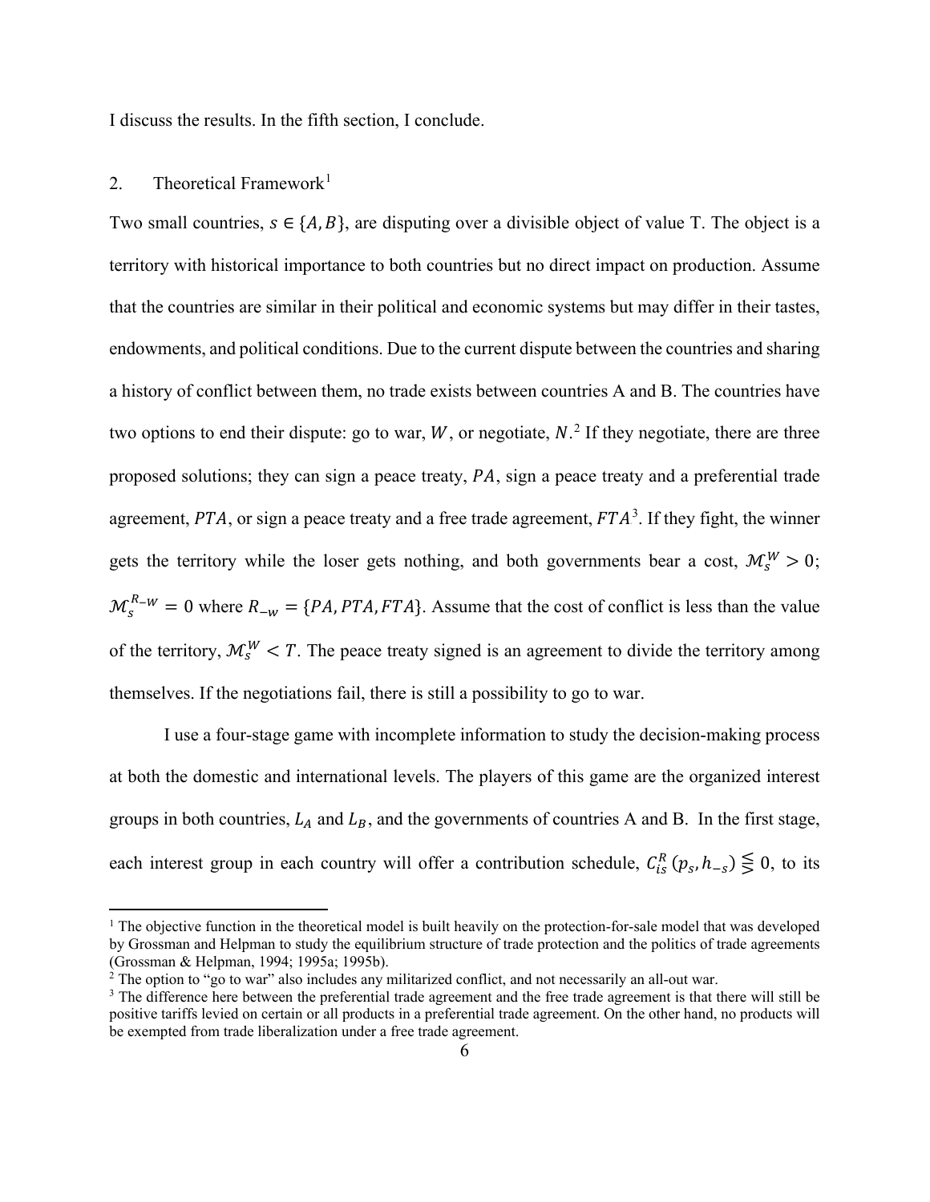I discuss the results. In the fifth section, I conclude.

## 2. Theoretical Framework[1]

Two small countries, $s \in \{A, B\}$, are disputing over a divisible object of value T. The object is a territory with historical importance to both countries but no direct impact on production. Assume that the countries are similar in their political and economic systems but may differ in their tastes, endowments, and political conditions. Due to the current dispute between the countries and sharing a history of conflict between them, no trade exists between countries A and B. The countries have two options to end their dispute: go to war, $W$, or negotiate, $N$.[2] If they negotiate, there are three proposed solutions; they can sign a peace treaty, $PA$, sign a peace treaty and a preferential trade agreement, $PTA$, or sign a peace treaty and a free trade agreement, $FTA$[3]. If they fight, the winner gets the territory while the loser gets nothing, and both governments bear a cost, $\mathcal{M}_s^W > 0$; $\mathcal{M}_s^{R_{-W}} = 0$ where $R_{-w} = \{PA, PTA, FTA\}$. Assume that the cost of conflict is less than the value of the territory, $\mathcal{M}_s^W < T$. The peace treaty signed is an agreement to divide the territory among themselves. If the negotiations fail, there is still a possibility to go to war.

I use a four-stage game with incomplete information to study the decision-making process at both the domestic and international levels. The players of this game are the organized interest groups in both countries, $L_A$ and $L_B$, and the governments of countries A and B. In the first stage, each interest group in each country will offer a contribution schedule, $C_{is}^R(p_s, h_{-s}) \lesseqgtr 0$, to its

---

[1] The objective function in the theoretical model is built heavily on the protection-for-sale model that was developed by Grossman and Helpman to study the equilibrium structure of trade protection and the politics of trade agreements (Grossman & Helpman, 1994; 1995a; 1995b).

[2] The option to "go to war" also includes any militarized conflict, and not necessarily an all-out war.

[3] The difference here between the preferential trade agreement and the free trade agreement is that there will still be positive tariffs levied on certain or all products in a preferential trade agreement. On the other hand, no products will be exempted from trade liberalization under a free trade agreement.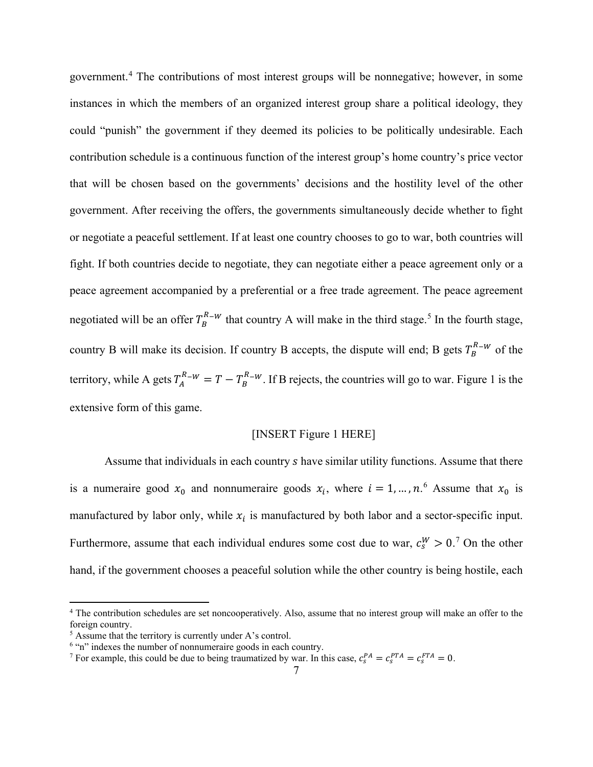government.[4] The contributions of most interest groups will be nonnegative; however, in some instances in which the members of an organized interest group share a political ideology, they could "punish" the government if they deemed its policies to be politically undesirable. Each contribution schedule is a continuous function of the interest group's home country's price vector that will be chosen based on the governments' decisions and the hostility level of the other government. After receiving the offers, the governments simultaneously decide whether to fight or negotiate a peaceful settlement. If at least one country chooses to go to war, both countries will fight. If both countries decide to negotiate, they can negotiate either a peace agreement only or a peace agreement accompanied by a preferential or a free trade agreement. The peace agreement negotiated will be an offer $T_B^{R-W}$ that country A will make in the third stage.[5] In the fourth stage, country B will make its decision. If country B accepts, the dispute will end; B gets $T_B^{R-W}$ of the territory, while A gets $T_A^{R-W} = T - T_B^{R-W}$. If B rejects, the countries will go to war. Figure 1 is the extensive form of this game.

[INSERT Figure 1 HERE]

Assume that individuals in each country $s$ have similar utility functions. Assume that there is a numeraire good $x_0$ and nonnumeraire goods $x_i$, where $i = 1, \dots, n$.[6] Assume that $x_0$ is manufactured by labor only, while $x_i$ is manufactured by both labor and a sector-specific input. Furthermore, assume that each individual endures some cost due to war, $c_s^W > 0$.[7] On the other hand, if the government chooses a peaceful solution while the other country is being hostile, each

---

[4] The contribution schedules are set noncooperatively. Also, assume that no interest group will make an offer to the foreign country.

[5] Assume that the territory is currently under A's control.

[6] "n" indexes the number of nonnumeraire goods in each country.

[7] For example, this could be due to being traumatized by war. In this case, $c_s^{PA} = c_s^{PTA} = c_s^{FTA} = 0$.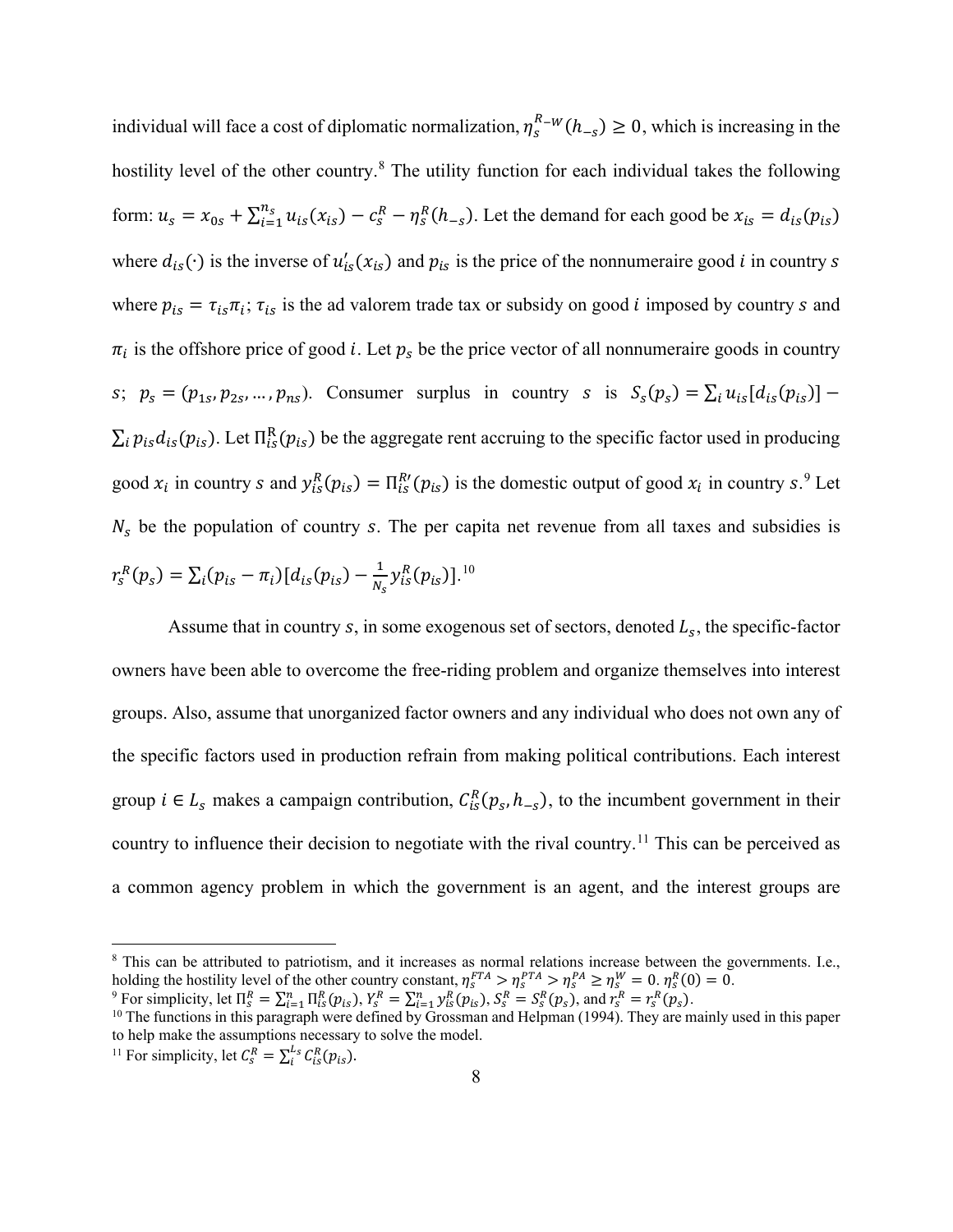individual will face a cost of diplomatic normalization, $\eta_s^{R-W}(h_{-s}) \geq 0$, which is increasing in the hostility level of the other country.[8] The utility function for each individual takes the following form: $u_s = x_{0s} + \sum_{i=1}^{n_s} u_{is}(x_{is}) - c_s^R - \eta_s^R(h_{-s})$. Let the demand for each good be $x_{is} = d_{is}(p_{is})$ where $d_{is}(\cdot)$ is the inverse of $u_{is}'(x_{is})$ and $p_{is}$ is the price of the nonnumeraire good $i$ in country $s$ where $p_{is} = \tau_{is}\pi_i$; $\tau_{is}$ is the ad valorem trade tax or subsidy on good $i$ imposed by country $s$ and $\pi_i$ is the offshore price of good $i$. Let $p_s$ be the price vector of all nonnumeraire goods in country $s$; $p_s = (p_{1s}, p_{2s}, \ldots, p_{ns})$. Consumer surplus in country $s$ is $S_s(p_s) = \sum_i u_{is}[d_{is}(p_{is})] - \sum_i p_{is} d_{is}(p_{is})$. Let $\Pi_{is}^{R}(p_{is})$ be the aggregate rent accruing to the specific factor used in producing good $x_i$ in country $s$ and $y_{is}^R(p_{is}) = \Pi_{is}^{R\prime}(p_{is})$ is the domestic output of good $x_i$ in country $s$.[9] Let $N_s$ be the population of country $s$. The per capita net revenue from all taxes and subsidies is $r_s^R(p_s) = \sum_i (p_{is} - \pi_i)[d_{is}(p_{is}) - \frac{1}{N_s} y_{is}^R(p_{is})]$.[10]

Assume that in country $s$, in some exogenous set of sectors, denoted $L_s$, the specific-factor owners have been able to overcome the free-riding problem and organize themselves into interest groups. Also, assume that unorganized factor owners and any individual who does not own any of the specific factors used in production refrain from making political contributions. Each interest group $i \in L_s$ makes a campaign contribution, $C_{is}^R(p_s, h_{-s})$, to the incumbent government in their country to influence their decision to negotiate with the rival country.[11] This can be perceived as a common agency problem in which the government is an agent, and the interest groups are

---

[8] This can be attributed to patriotism, and it increases as normal relations increase between the governments. I.e., holding the hostility level of the other country constant, $\eta_s^{FTA} > \eta_s^{PTA} > \eta_s^{PA} \geq \eta_s^{W} = 0$. $\eta_s^R(0) = 0$.

[9] For simplicity, let $\Pi_s^R = \sum_{i=1}^{n} \Pi_{is}^R(p_{is})$, $Y_s^R = \sum_{i=1}^{n} y_{is}^R(p_{is})$, $S_s^R = S_s^R(p_s)$, and $r_s^R = r_s^R(p_s)$.

[10] The functions in this paragraph were defined by Grossman and Helpman (1994). They are mainly used in this paper to help make the assumptions necessary to solve the model.

[11] For simplicity, let $C_s^R = \sum_i^{L_s} C_{is}^R(p_{is})$.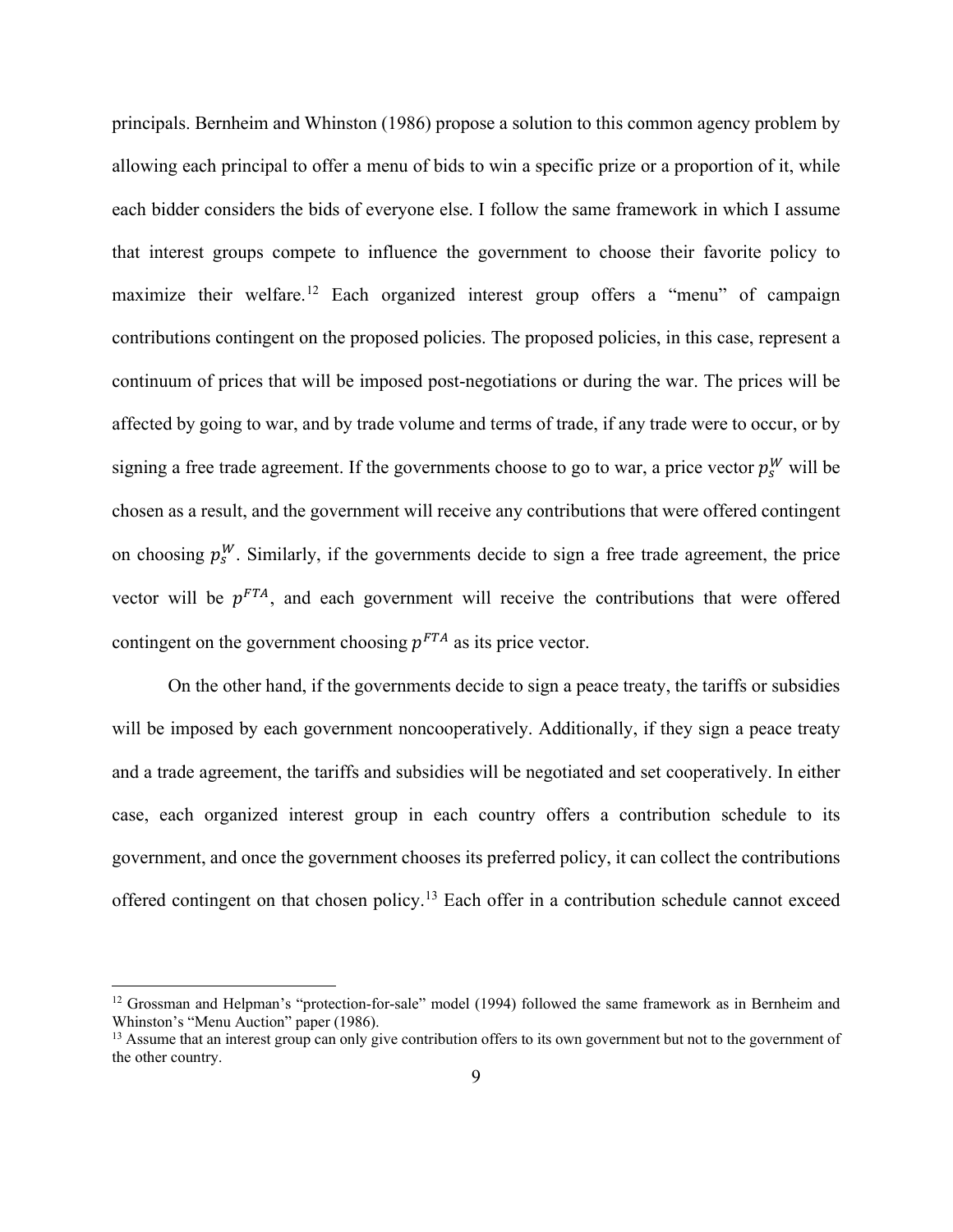principals. Bernheim and Whinston (1986) propose a solution to this common agency problem by allowing each principal to offer a menu of bids to win a specific prize or a proportion of it, while each bidder considers the bids of everyone else. I follow the same framework in which I assume that interest groups compete to influence the government to choose their favorite policy to maximize their welfare.[12] Each organized interest group offers a "menu" of campaign contributions contingent on the proposed policies. The proposed policies, in this case, represent a continuum of prices that will be imposed post-negotiations or during the war. The prices will be affected by going to war, and by trade volume and terms of trade, if any trade were to occur, or by signing a free trade agreement. If the governments choose to go to war, a price vector $p_s^W$ will be chosen as a result, and the government will receive any contributions that were offered contingent on choosing $p_s^W$. Similarly, if the governments decide to sign a free trade agreement, the price vector will be $p^{FTA}$, and each government will receive the contributions that were offered contingent on the government choosing $p^{FTA}$ as its price vector.

On the other hand, if the governments decide to sign a peace treaty, the tariffs or subsidies will be imposed by each government noncooperatively. Additionally, if they sign a peace treaty and a trade agreement, the tariffs and subsidies will be negotiated and set cooperatively. In either case, each organized interest group in each country offers a contribution schedule to its government, and once the government chooses its preferred policy, it can collect the contributions offered contingent on that chosen policy.[13] Each offer in a contribution schedule cannot exceed

[12] Grossman and Helpman's "protection-for-sale" model (1994) followed the same framework as in Bernheim and Whinston's "Menu Auction" paper (1986).

[13] Assume that an interest group can only give contribution offers to its own government but not to the government of the other country.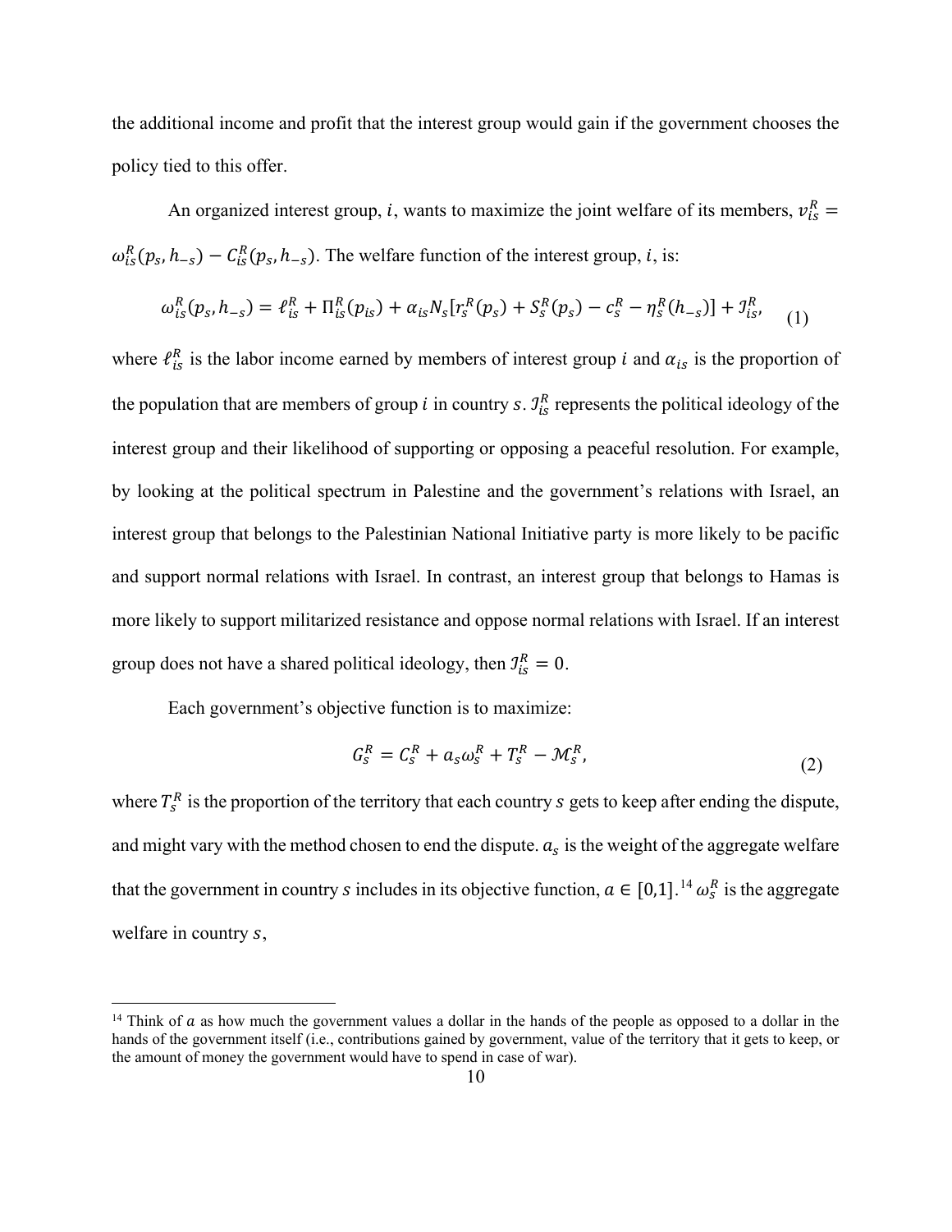the additional income and profit that the interest group would gain if the government chooses the policy tied to this offer.

An organized interest group, $i$, wants to maximize the joint welfare of its members, $v_{is}^{R} = \omega_{is}^{R}(p_s, h_{-s}) - C_{is}^{R}(p_s, h_{-s})$. The welfare function of the interest group, $i$, is:

$$\omega_{is}^{R}(p_s, h_{-s}) = \ell_{is}^{R} + \Pi_{is}^{R}(p_{is}) + \alpha_{is} N_s [r_s^{R}(p_s) + S_s^{R}(p_s) - c_s^{R} - \eta_s^{R}(h_{-s})] + \mathcal{I}_{is}^{R}, \tag{1}$$

where $\ell_{is}^{R}$ is the labor income earned by members of interest group $i$ and $\alpha_{is}$ is the proportion of the population that are members of group $i$ in country $s$. $\mathcal{I}_{is}^{R}$ represents the political ideology of the interest group and their likelihood of supporting or opposing a peaceful resolution. For example, by looking at the political spectrum in Palestine and the government's relations with Israel, an interest group that belongs to the Palestinian National Initiative party is more likely to be pacific and support normal relations with Israel. In contrast, an interest group that belongs to Hamas is more likely to support militarized resistance and oppose normal relations with Israel. If an interest group does not have a shared political ideology, then $\mathcal{I}_{is}^{R} = 0$.

Each government's objective function is to maximize:

$$G_s^{R} = C_s^{R} + a_s \omega_s^{R} + T_s^{R} - \mathcal{M}_s^{R}, \tag{2}$$

where $T_s^{R}$ is the proportion of the territory that each country $s$ gets to keep after ending the dispute, and might vary with the method chosen to end the dispute. $a_s$ is the weight of the aggregate welfare that the government in country $s$ includes in its objective function, $a \in [0,1]$.[14] $\omega_s^{R}$ is the aggregate welfare in country $s$,

[14] Think of $a$ as how much the government values a dollar in the hands of the people as opposed to a dollar in the hands of the government itself (i.e., contributions gained by government, value of the territory that it gets to keep, or the amount of money the government would have to spend in case of war).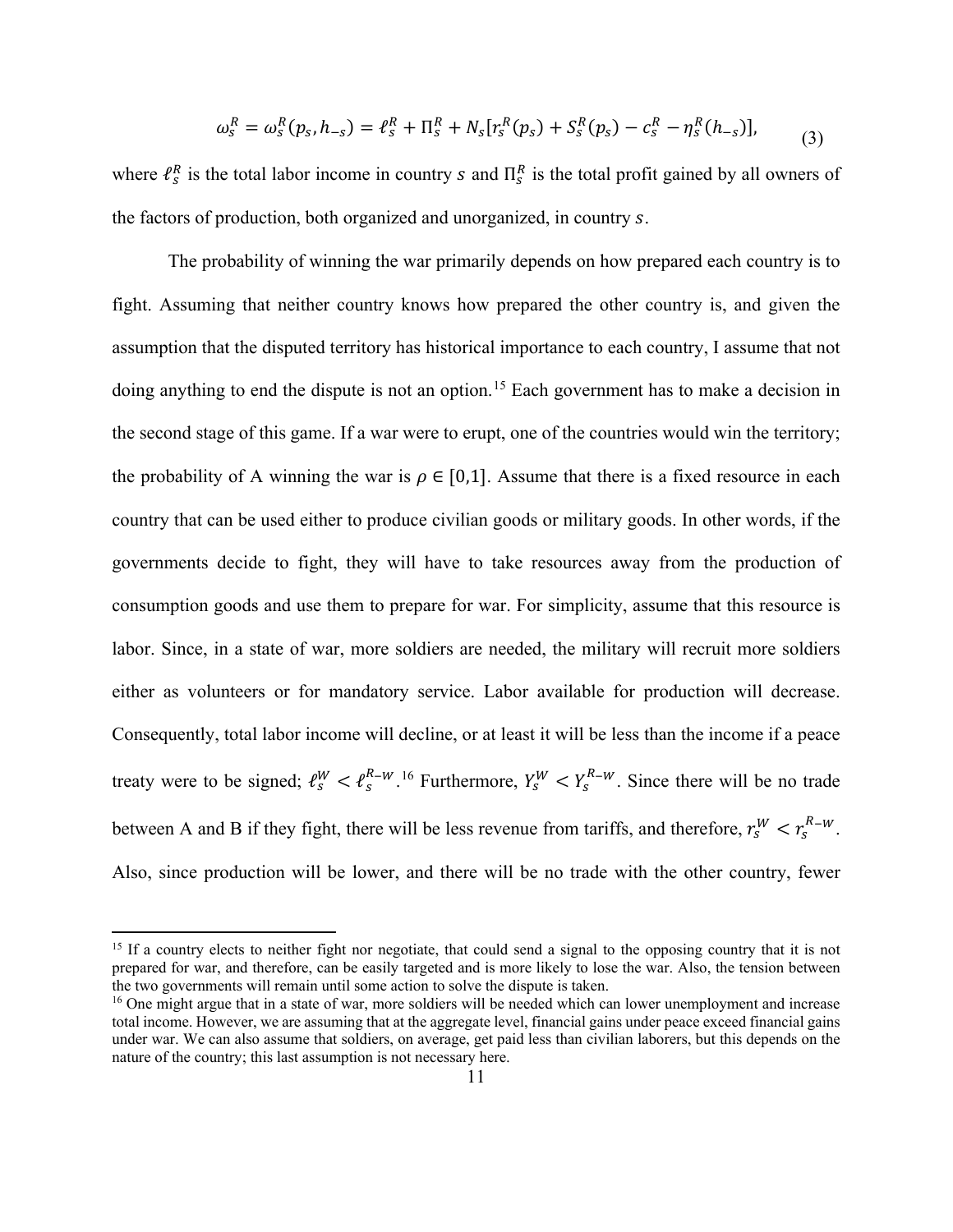$$\omega_s^R = \omega_s^R(p_s, h_{-s}) = \ell_s^R + \Pi_s^R + N_s[r_s^R(p_s) + S_s^R(p_s) - c_s^R - \eta_s^R(h_{-s})], \tag{3}$$

where $\ell_s^R$ is the total labor income in country $s$ and $\Pi_s^R$ is the total profit gained by all owners of the factors of production, both organized and unorganized, in country $s$.

The probability of winning the war primarily depends on how prepared each country is to fight. Assuming that neither country knows how prepared the other country is, and given the assumption that the disputed territory has historical importance to each country, I assume that not doing anything to end the dispute is not an option.[15] Each government has to make a decision in the second stage of this game. If a war were to erupt, one of the countries would win the territory; the probability of A winning the war is $\rho \in [0,1]$. Assume that there is a fixed resource in each country that can be used either to produce civilian goods or military goods. In other words, if the governments decide to fight, they will have to take resources away from the production of consumption goods and use them to prepare for war. For simplicity, assume that this resource is labor. Since, in a state of war, more soldiers are needed, the military will recruit more soldiers either as volunteers or for mandatory service. Labor available for production will decrease. Consequently, total labor income will decline, or at least it will be less than the income if a peace treaty were to be signed; $\ell_s^W < \ell_s^{R-W}$.[16] Furthermore, $Y_s^W < Y_s^{R-W}$. Since there will be no trade between A and B if they fight, there will be less revenue from tariffs, and therefore, $r_s^W < r_s^{R-W}$. Also, since production will be lower, and there will be no trade with the other country, fewer

[15] If a country elects to neither fight nor negotiate, that could send a signal to the opposing country that it is not prepared for war, and therefore, can be easily targeted and is more likely to lose the war. Also, the tension between the two governments will remain until some action to solve the dispute is taken.

[16] One might argue that in a state of war, more soldiers will be needed which can lower unemployment and increase total income. However, we are assuming that at the aggregate level, financial gains under peace exceed financial gains under war. We can also assume that soldiers, on average, get paid less than civilian laborers, but this depends on the nature of the country; this last assumption is not necessary here.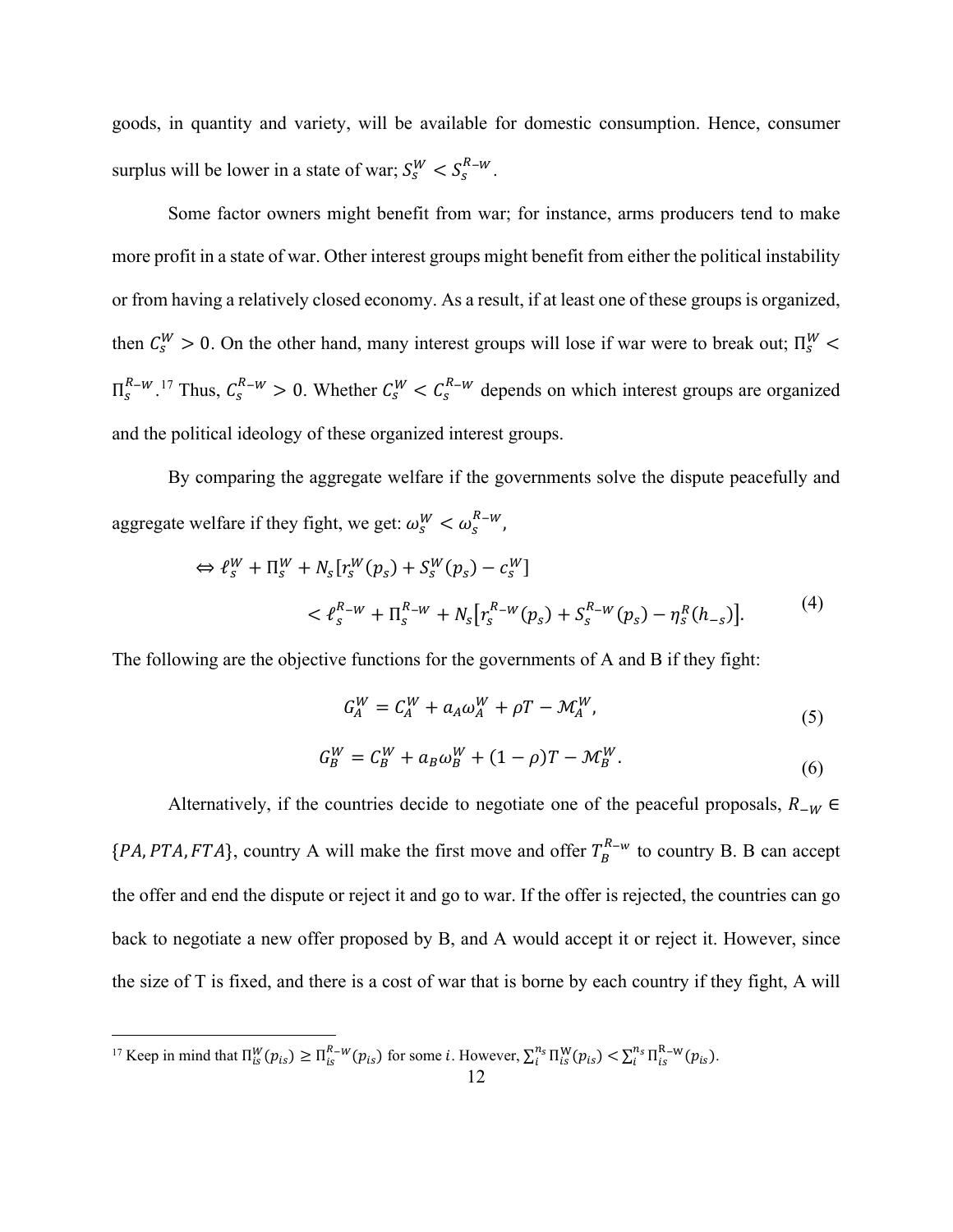goods, in quantity and variety, will be available for domestic consumption. Hence, consumer surplus will be lower in a state of war; $S_s^W < S_s^{R-W}$.

Some factor owners might benefit from war; for instance, arms producers tend to make more profit in a state of war. Other interest groups might benefit from either the political instability or from having a relatively closed economy. As a result, if at least one of these groups is organized, then $C_s^W > 0$. On the other hand, many interest groups will lose if war were to break out; $\Pi_s^W < \Pi_s^{R-W}$.[17] Thus, $C_s^{R-W} > 0$. Whether $C_s^W < C_s^{R-W}$ depends on which interest groups are organized and the political ideology of these organized interest groups.

By comparing the aggregate welfare if the governments solve the dispute peacefully and aggregate welfare if they fight, we get: $\omega_s^W < \omega_s^{R-W}$,

$$\Leftrightarrow \ell_s^W + \Pi_s^W + N_s[r_s^W(p_s) + S_s^W(p_s) - c_s^W]$$
$$< \ell_s^{R-W} + \Pi_s^{R-W} + N_s\left[r_s^{R-W}(p_s) + S_s^{R-W}(p_s) - \eta_s^R(h_{-s})\right]. \tag{4}$$

The following are the objective functions for the governments of A and B if they fight:

$$G_A^W = C_A^W + a_A\omega_A^W + \rho T - \mathcal{M}_A^W, \tag{5}$$

$$G_B^W = C_B^W + a_B\omega_B^W + (1-\rho)T - \mathcal{M}_B^W. \tag{6}$$

Alternatively, if the countries decide to negotiate one of the peaceful proposals, $R_{-W} \in \{PA, PTA, FTA\}$, country A will make the first move and offer $T_B^{R-w}$ to country B. B can accept the offer and end the dispute or reject it and go to war. If the offer is rejected, the countries can go back to negotiate a new offer proposed by B, and A would accept it or reject it. However, since the size of T is fixed, and there is a cost of war that is borne by each country if they fight, A will

[17] Keep in mind that $\Pi_{is}^W(p_{is}) \geq \Pi_{is}^{R-w}(p_{is})$ for some $i$. However, $\sum_i^{n_s} \Pi_{is}^{W}(p_{is}) < \sum_i^{n_s} \Pi_{is}^{R-w}(p_{is})$.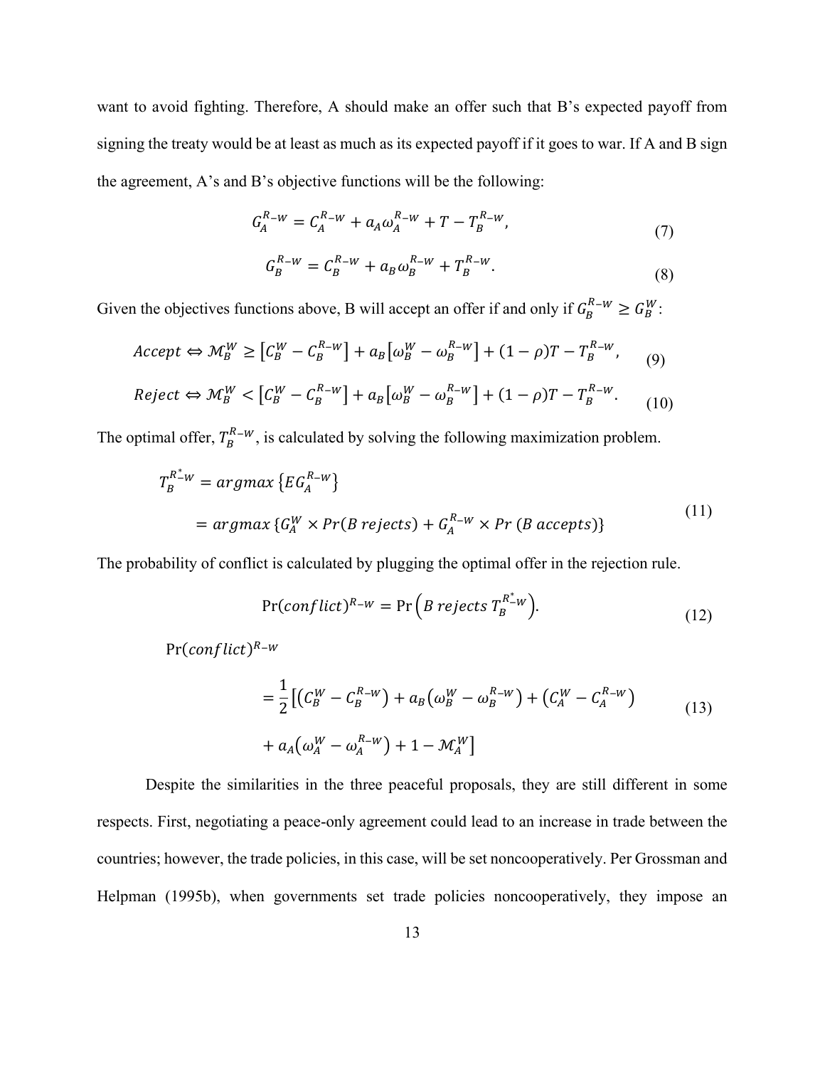want to avoid fighting. Therefore, A should make an offer such that B's expected payoff from signing the treaty would be at least as much as its expected payoff if it goes to war. If A and B sign the agreement, A's and B's objective functions will be the following:

$$G_A^{R-W} = C_A^{R-W} + a_A \omega_A^{R-W} + T - T_B^{R-W}, \tag{7}$$

$$G_B^{R-W} = C_B^{R-W} + a_B \omega_B^{R-W} + T_B^{R-W}. \tag{8}$$

Given the objectives functions above, B will accept an offer if and only if $G_B^{R-W} \geq G_B^W$:

$$Accept \Leftrightarrow \mathcal{M}_B^W \geq \left[C_B^W - C_B^{R-W}\right] + a_B\left[\omega_B^W - \omega_B^{R-W}\right] + (1-\rho)T - T_B^{R-W}, \tag{9}$$

$$Reject \Leftrightarrow \mathcal{M}_B^W < \left[C_B^W - C_B^{R-W}\right] + a_B\left[\omega_B^W - \omega_B^{R-W}\right] + (1-\rho)T - T_B^{R-W}. \tag{10}$$

The optimal offer, $T_B^{R-W}$, is calculated by solving the following maximization problem.

$$\begin{aligned} T_B^{R^*-W} &= argmax\left\{EG_A^{R-W}\right\} \\ &= argmax\left\{G_A^W \times Pr(B\ rejects) + G_A^{R-W} \times Pr\ (B\ accepts)\right\} \end{aligned} \tag{11}$$

The probability of conflict is calculated by plugging the optimal offer in the rejection rule.

$$\Pr(conflict)^{R-W} = \Pr\left(B\ rejects\ T_B^{R^*-W}\right). \tag{12}$$

$$\begin{aligned} &\Pr(conflict)^{R-W} \\ &= \frac{1}{2}\Big[\left(C_B^W - C_B^{R-W}\right) + a_B\left(\omega_B^W - \omega_B^{R-W}\right) + \left(C_A^W - C_A^{R-W}\right) \\ &\quad + a_A\left(\omega_A^W - \omega_A^{R-W}\right) + 1 - \mathcal{M}_A^W\Big] \end{aligned} \tag{13}$$

Despite the similarities in the three peaceful proposals, they are still different in some respects. First, negotiating a peace-only agreement could lead to an increase in trade between the countries; however, the trade policies, in this case, will be set noncooperatively. Per Grossman and Helpman (1995b), when governments set trade policies noncooperatively, they impose an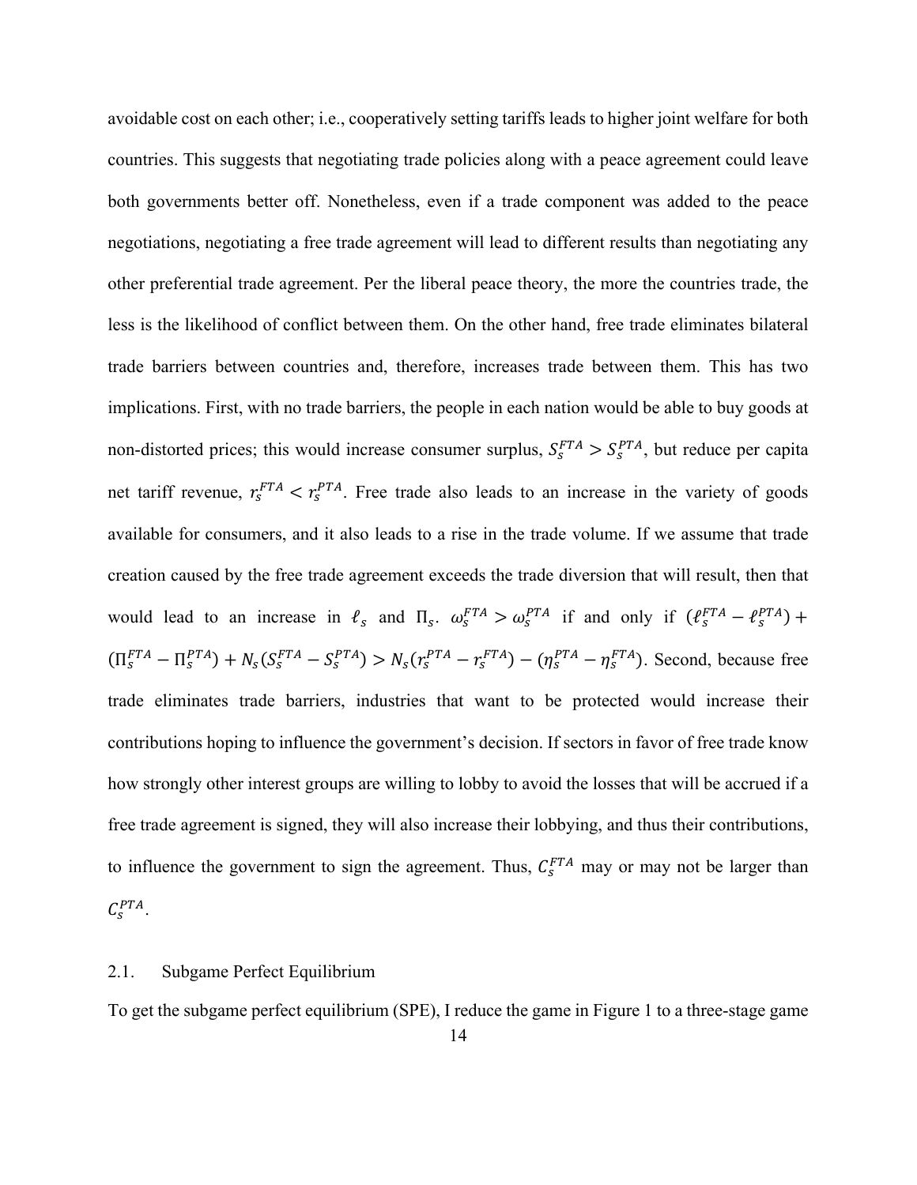avoidable cost on each other; i.e., cooperatively setting tariffs leads to higher joint welfare for both countries. This suggests that negotiating trade policies along with a peace agreement could leave both governments better off. Nonetheless, even if a trade component was added to the peace negotiations, negotiating a free trade agreement will lead to different results than negotiating any other preferential trade agreement. Per the liberal peace theory, the more the countries trade, the less is the likelihood of conflict between them. On the other hand, free trade eliminates bilateral trade barriers between countries and, therefore, increases trade between them. This has two implications. First, with no trade barriers, the people in each nation would be able to buy goods at non-distorted prices; this would increase consumer surplus, $S_s^{FTA} > S_s^{PTA}$, but reduce per capita net tariff revenue, $r_s^{FTA} < r_s^{PTA}$. Free trade also leads to an increase in the variety of goods available for consumers, and it also leads to a rise in the trade volume. If we assume that trade creation caused by the free trade agreement exceeds the trade diversion that will result, then that would lead to an increase in $\ell_s$ and $\Pi_s$. $\omega_s^{FTA} > \omega_s^{PTA}$ if and only if $(\ell_s^{FTA} - \ell_s^{PTA}) + (\Pi_s^{FTA} - \Pi_s^{PTA}) + N_s(S_s^{FTA} - S_s^{PTA}) > N_s(r_s^{PTA} - r_s^{FTA}) - (\eta_s^{PTA} - \eta_s^{FTA})$. Second, because free trade eliminates trade barriers, industries that want to be protected would increase their contributions hoping to influence the government's decision. If sectors in favor of free trade know how strongly other interest groups are willing to lobby to avoid the losses that will be accrued if a free trade agreement is signed, they will also increase their lobbying, and thus their contributions, to influence the government to sign the agreement. Thus, $C_s^{FTA}$ may or may not be larger than $C_s^{PTA}$.

## 2.1. Subgame Perfect Equilibrium

To get the subgame perfect equilibrium (SPE), I reduce the game in Figure 1 to a three-stage game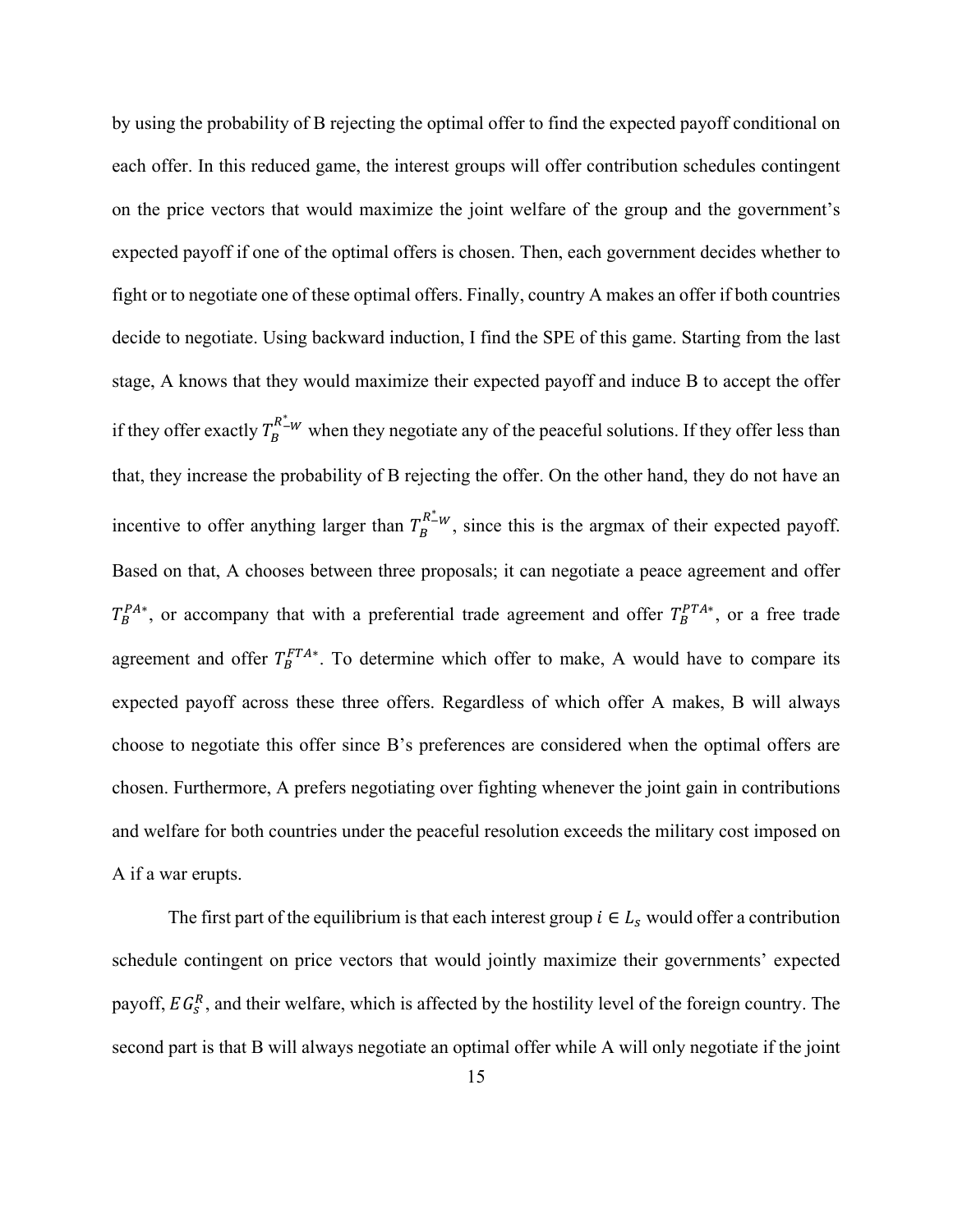by using the probability of B rejecting the optimal offer to find the expected payoff conditional on each offer. In this reduced game, the interest groups will offer contribution schedules contingent on the price vectors that would maximize the joint welfare of the group and the government's expected payoff if one of the optimal offers is chosen. Then, each government decides whether to fight or to negotiate one of these optimal offers. Finally, country A makes an offer if both countries decide to negotiate. Using backward induction, I find the SPE of this game. Starting from the last stage, A knows that they would maximize their expected payoff and induce B to accept the offer if they offer exactly $T_B^{R^*-W}$ when they negotiate any of the peaceful solutions. If they offer less than that, they increase the probability of B rejecting the offer. On the other hand, they do not have an incentive to offer anything larger than $T_B^{R^*-W}$, since this is the argmax of their expected payoff. Based on that, A chooses between three proposals; it can negotiate a peace agreement and offer $T_B^{PA*}$, or accompany that with a preferential trade agreement and offer $T_B^{PTA*}$, or a free trade agreement and offer $T_B^{FTA*}$. To determine which offer to make, A would have to compare its expected payoff across these three offers. Regardless of which offer A makes, B will always choose to negotiate this offer since B's preferences are considered when the optimal offers are chosen. Furthermore, A prefers negotiating over fighting whenever the joint gain in contributions and welfare for both countries under the peaceful resolution exceeds the military cost imposed on A if a war erupts.

The first part of the equilibrium is that each interest group $i \in L_s$ would offer a contribution schedule contingent on price vectors that would jointly maximize their governments' expected payoff, $EG_s^R$, and their welfare, which is affected by the hostility level of the foreign country. The second part is that B will always negotiate an optimal offer while A will only negotiate if the joint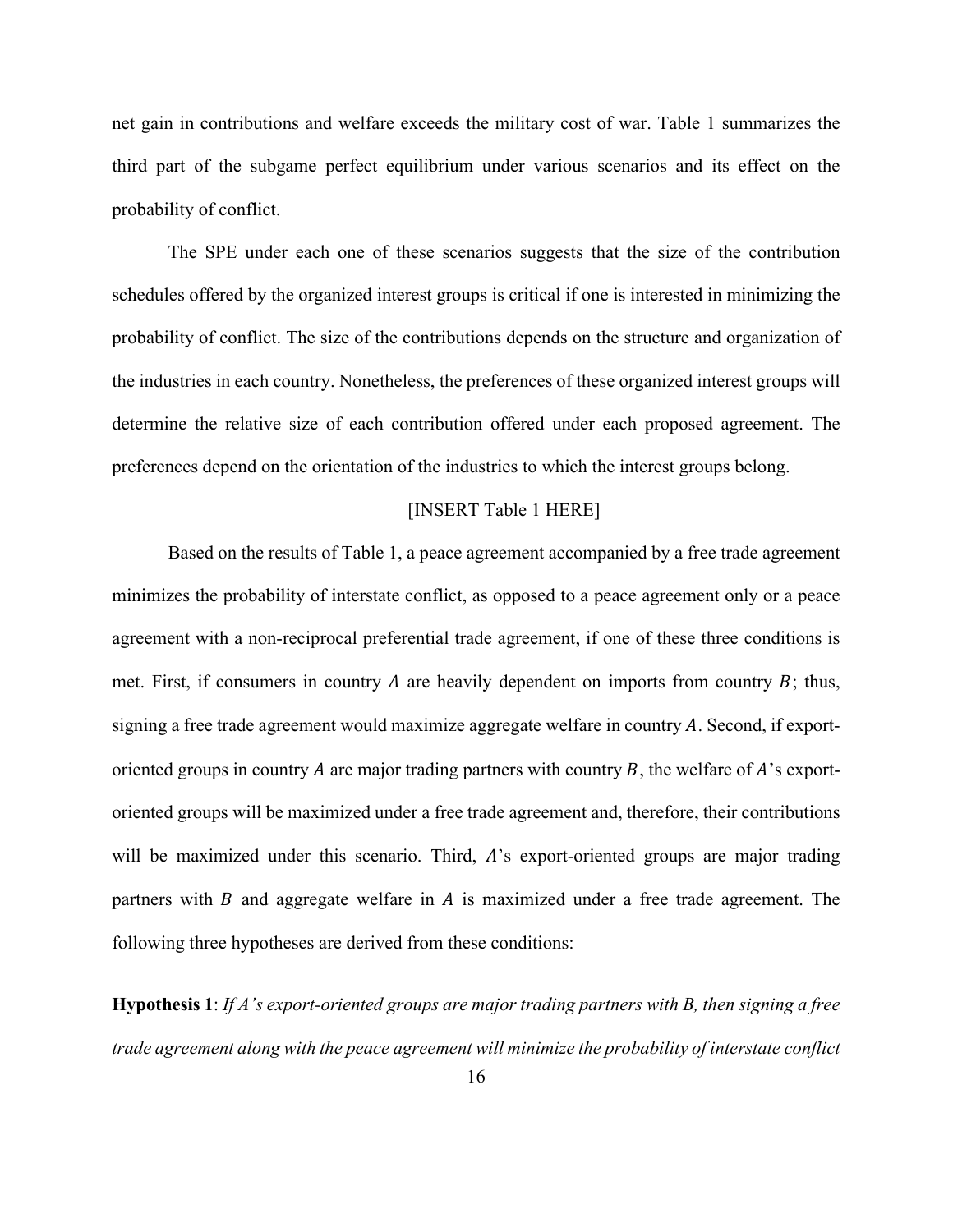net gain in contributions and welfare exceeds the military cost of war. Table 1 summarizes the third part of the subgame perfect equilibrium under various scenarios and its effect on the probability of conflict.

The SPE under each one of these scenarios suggests that the size of the contribution schedules offered by the organized interest groups is critical if one is interested in minimizing the probability of conflict. The size of the contributions depends on the structure and organization of the industries in each country. Nonetheless, the preferences of these organized interest groups will determine the relative size of each contribution offered under each proposed agreement. The preferences depend on the orientation of the industries to which the interest groups belong.

[INSERT Table 1 HERE]

Based on the results of Table 1, a peace agreement accompanied by a free trade agreement minimizes the probability of interstate conflict, as opposed to a peace agreement only or a peace agreement with a non-reciprocal preferential trade agreement, if one of these three conditions is met. First, if consumers in country $A$ are heavily dependent on imports from country $B$; thus, signing a free trade agreement would maximize aggregate welfare in country $A$. Second, if export-oriented groups in country $A$ are major trading partners with country $B$, the welfare of $A$'s export-oriented groups will be maximized under a free trade agreement and, therefore, their contributions will be maximized under this scenario. Third, $A$'s export-oriented groups are major trading partners with $B$ and aggregate welfare in $A$ is maximized under a free trade agreement. The following three hypotheses are derived from these conditions:

**Hypothesis 1**: *If A's export-oriented groups are major trading partners with B, then signing a free trade agreement along with the peace agreement will minimize the probability of interstate conflict*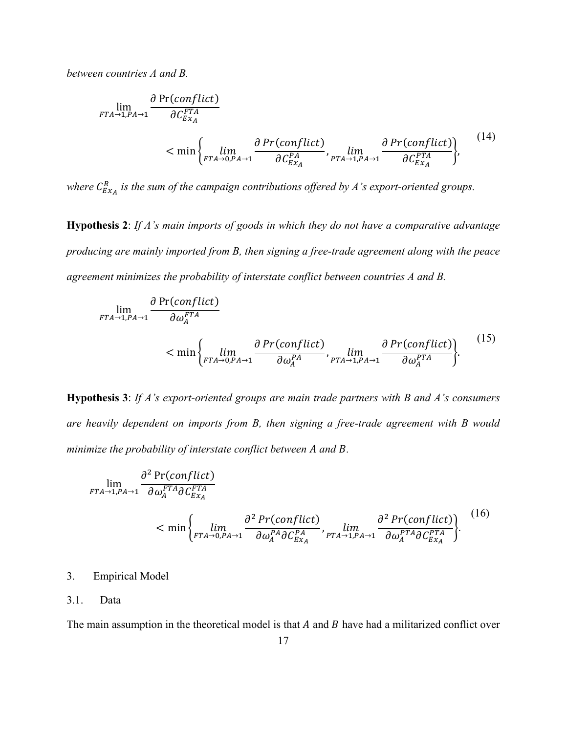*between countries A and B.*

$$\lim_{FTA\to 1, PA\to 1} \frac{\partial \Pr(conflict)}{\partial C_{Ex_A}^{FTA}} < \min\left\{ \lim_{FTA\to 0, PA\to 1} \frac{\partial Pr(conflict)}{\partial C_{Ex_A}^{PA}}, \lim_{PTA\to 1, PA\to 1} \frac{\partial Pr(conflict)}{\partial C_{Ex_A}^{PTA}} \right\}, \tag{14}$$

*where $C_{Ex_A}^{R}$ is the sum of the campaign contributions offered by A's export-oriented groups.*

**Hypothesis 2**: *If A's main imports of goods in which they do not have a comparative advantage producing are mainly imported from B, then signing a free-trade agreement along with the peace agreement minimizes the probability of interstate conflict between countries A and B.*

$$\lim_{FTA\to 1, PA\to 1} \frac{\partial \Pr(conflict)}{\partial \omega_{A}^{FTA}} < \min\left\{ \lim_{FTA\to 0, PA\to 1} \frac{\partial Pr(conflict)}{\partial \omega_{A}^{PA}}, \lim_{PTA\to 1, PA\to 1} \frac{\partial Pr(conflict)}{\partial \omega_{A}^{PTA}} \right\}. \tag{15}$$

**Hypothesis 3**: *If A's export-oriented groups are main trade partners with B and A's consumers are heavily dependent on imports from B, then signing a free-trade agreement with B would minimize the probability of interstate conflict between A and B.*

$$\lim_{FTA\to 1, PA\to 1} \frac{\partial^2 \Pr(conflict)}{\partial \omega_{A}^{FTA} \partial C_{Ex_A}^{FTA}} < \min\left\{ \lim_{FTA\to 0, PA\to 1} \frac{\partial^2 Pr(conflict)}{\partial \omega_{A}^{PA} \partial C_{Ex_A}^{PA}}, \lim_{PTA\to 1, PA\to 1} \frac{\partial^2 Pr(conflict)}{\partial \omega_{A}^{PTA} \partial C_{Ex_A}^{PTA}} \right\}. \tag{16}$$

## 3. Empirical Model

### 3.1. Data

The main assumption in the theoretical model is that $A$ and $B$ have had a militarized conflict over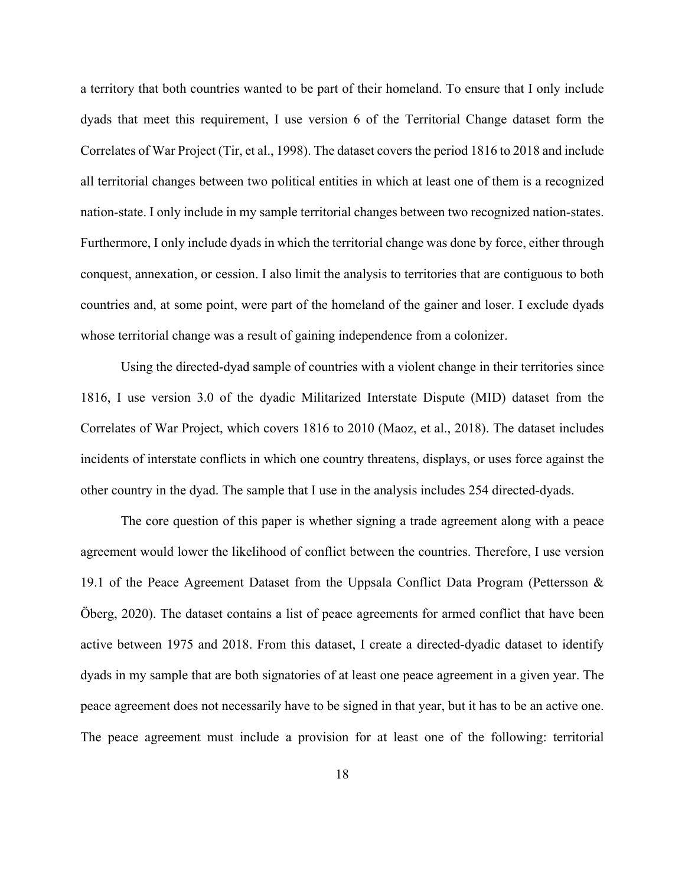a territory that both countries wanted to be part of their homeland. To ensure that I only include dyads that meet this requirement, I use version 6 of the Territorial Change dataset form the Correlates of War Project (Tir, et al., 1998). The dataset covers the period 1816 to 2018 and include all territorial changes between two political entities in which at least one of them is a recognized nation-state. I only include in my sample territorial changes between two recognized nation-states. Furthermore, I only include dyads in which the territorial change was done by force, either through conquest, annexation, or cession. I also limit the analysis to territories that are contiguous to both countries and, at some point, were part of the homeland of the gainer and loser. I exclude dyads whose territorial change was a result of gaining independence from a colonizer.

Using the directed-dyad sample of countries with a violent change in their territories since 1816, I use version 3.0 of the dyadic Militarized Interstate Dispute (MID) dataset from the Correlates of War Project, which covers 1816 to 2010 (Maoz, et al., 2018). The dataset includes incidents of interstate conflicts in which one country threatens, displays, or uses force against the other country in the dyad. The sample that I use in the analysis includes 254 directed-dyads.

The core question of this paper is whether signing a trade agreement along with a peace agreement would lower the likelihood of conflict between the countries. Therefore, I use version 19.1 of the Peace Agreement Dataset from the Uppsala Conflict Data Program (Pettersson & Öberg, 2020). The dataset contains a list of peace agreements for armed conflict that have been active between 1975 and 2018. From this dataset, I create a directed-dyadic dataset to identify dyads in my sample that are both signatories of at least one peace agreement in a given year. The peace agreement does not necessarily have to be signed in that year, but it has to be an active one. The peace agreement must include a provision for at least one of the following: territorial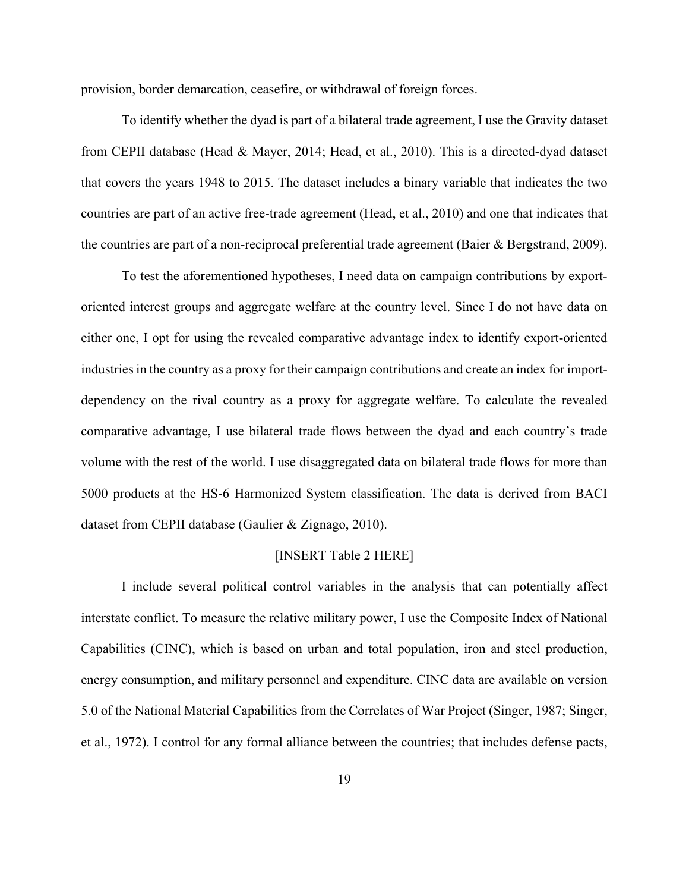provision, border demarcation, ceasefire, or withdrawal of foreign forces.

To identify whether the dyad is part of a bilateral trade agreement, I use the Gravity dataset from CEPII database (Head & Mayer, 2014; Head, et al., 2010). This is a directed-dyad dataset that covers the years 1948 to 2015. The dataset includes a binary variable that indicates the two countries are part of an active free-trade agreement (Head, et al., 2010) and one that indicates that the countries are part of a non-reciprocal preferential trade agreement (Baier & Bergstrand, 2009).

To test the aforementioned hypotheses, I need data on campaign contributions by export-oriented interest groups and aggregate welfare at the country level. Since I do not have data on either one, I opt for using the revealed comparative advantage index to identify export-oriented industries in the country as a proxy for their campaign contributions and create an index for import-dependency on the rival country as a proxy for aggregate welfare. To calculate the revealed comparative advantage, I use bilateral trade flows between the dyad and each country's trade volume with the rest of the world. I use disaggregated data on bilateral trade flows for more than 5000 products at the HS-6 Harmonized System classification. The data is derived from BACI dataset from CEPII database (Gaulier & Zignago, 2010).

[INSERT Table 2 HERE]

I include several political control variables in the analysis that can potentially affect interstate conflict. To measure the relative military power, I use the Composite Index of National Capabilities (CINC), which is based on urban and total population, iron and steel production, energy consumption, and military personnel and expenditure. CINC data are available on version 5.0 of the National Material Capabilities from the Correlates of War Project (Singer, 1987; Singer, et al., 1972). I control for any formal alliance between the countries; that includes defense pacts,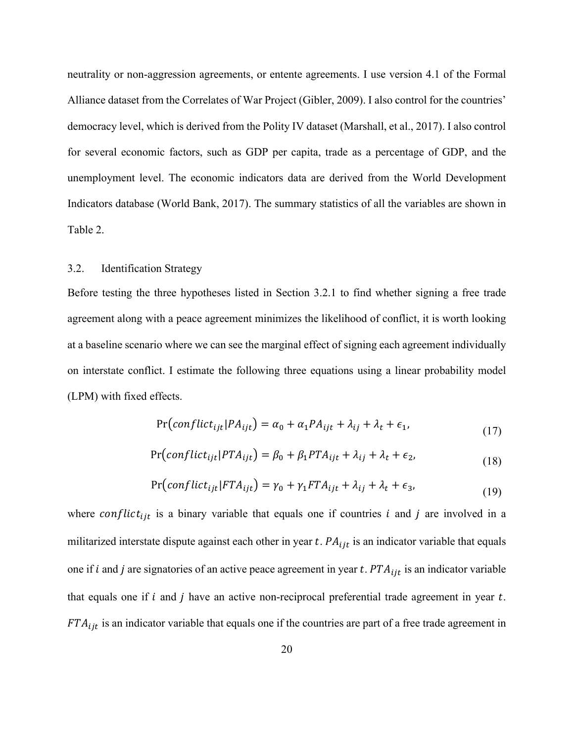neutrality or non-aggression agreements, or entente agreements. I use version 4.1 of the Formal Alliance dataset from the Correlates of War Project (Gibler, 2009). I also control for the countries' democracy level, which is derived from the Polity IV dataset (Marshall, et al., 2017). I also control for several economic factors, such as GDP per capita, trade as a percentage of GDP, and the unemployment level. The economic indicators data are derived from the World Development Indicators database (World Bank, 2017). The summary statistics of all the variables are shown in Table 2.

## 3.2. Identification Strategy

Before testing the three hypotheses listed in Section 3.2.1 to find whether signing a free trade agreement along with a peace agreement minimizes the likelihood of conflict, it is worth looking at a baseline scenario where we can see the marginal effect of signing each agreement individually on interstate conflict. I estimate the following three equations using a linear probability model (LPM) with fixed effects.

$$\Pr\left(conflict_{ijt}|PA_{ijt}\right) = \alpha_0 + \alpha_1 PA_{ijt} + \lambda_{ij} + \lambda_t + \epsilon_1, \tag{17}$$

$$\Pr\left(conflict_{ijt}|PTA_{ijt}\right) = \beta_0 + \beta_1 PTA_{ijt} + \lambda_{ij} + \lambda_t + \epsilon_2, \tag{18}$$

$$\Pr\left(conflict_{ijt}|FTA_{ijt}\right) = \gamma_0 + \gamma_1 FTA_{ijt} + \lambda_{ij} + \lambda_t + \epsilon_3, \tag{19}$$

where $conflict_{ijt}$ is a binary variable that equals one if countries $i$ and $j$ are involved in a militarized interstate dispute against each other in year $t$. $PA_{ijt}$ is an indicator variable that equals one if $i$ and $j$ are signatories of an active peace agreement in year $t$. $PTA_{ijt}$ is an indicator variable that equals one if $i$ and $j$ have an active non-reciprocal preferential trade agreement in year $t$. $FTA_{ijt}$ is an indicator variable that equals one if the countries are part of a free trade agreement in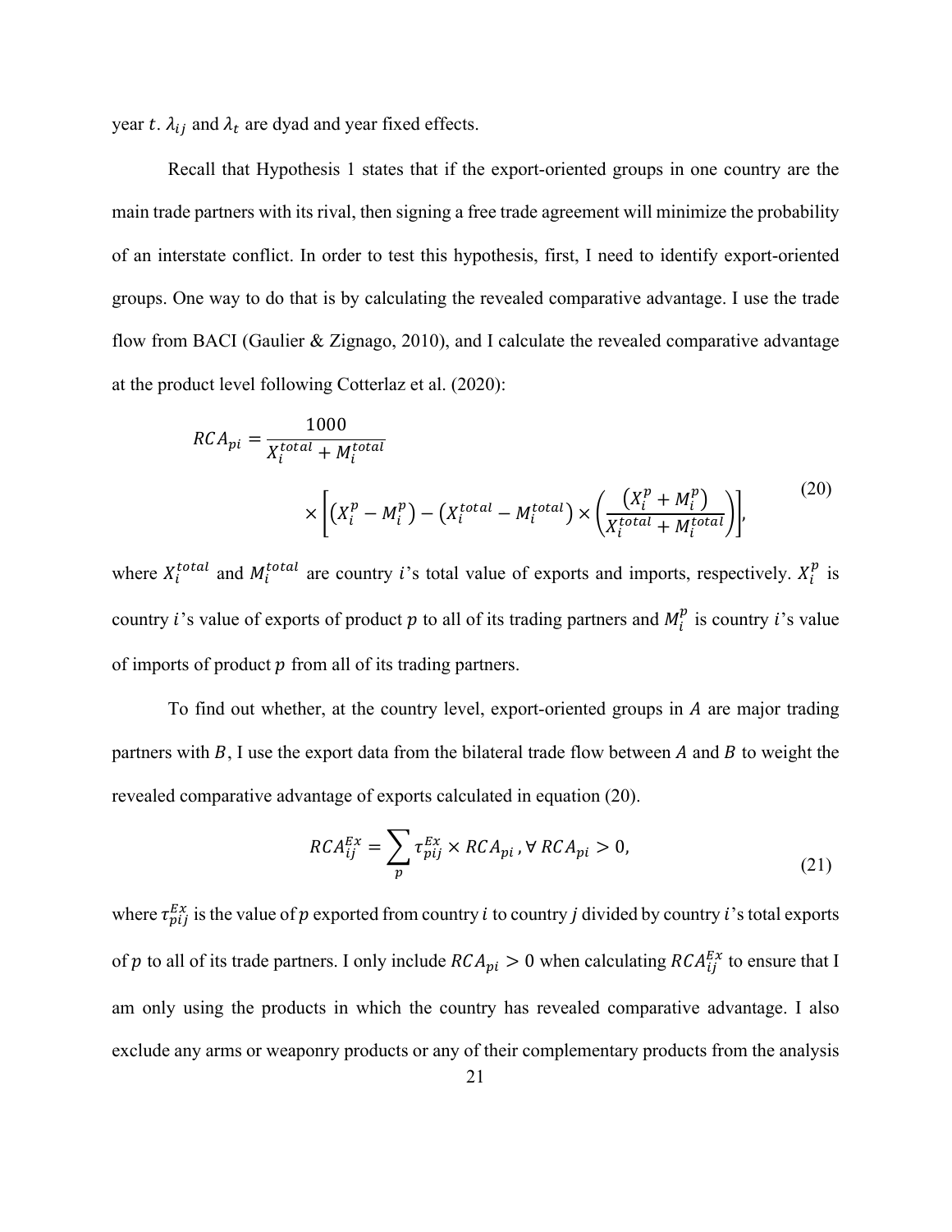year $t$. $\lambda_{ij}$ and $\lambda_t$ are dyad and year fixed effects.

Recall that Hypothesis 1 states that if the export-oriented groups in one country are the main trade partners with its rival, then signing a free trade agreement will minimize the probability of an interstate conflict. In order to test this hypothesis, first, I need to identify export-oriented groups. One way to do that is by calculating the revealed comparative advantage. I use the trade flow from BACI (Gaulier & Zignago, 2010), and I calculate the revealed comparative advantage at the product level following Cotterlaz et al. (2020):

$$RCA_{pi} = \frac{1000}{X_i^{total} + M_i^{total}} \times \left[ \left( X_i^p - M_i^p \right) - \left( X_i^{total} - M_i^{total} \right) \times \left( \frac{\left( X_i^p + M_i^p \right)}{X_i^{total} + M_i^{total}} \right) \right], \tag{20}$$

where $X_i^{total}$ and $M_i^{total}$ are country $i$'s total value of exports and imports, respectively. $X_i^p$ is country $i$'s value of exports of product $p$ to all of its trading partners and $M_i^p$ is country $i$'s value of imports of product $p$ from all of its trading partners.

To find out whether, at the country level, export-oriented groups in $A$ are major trading partners with $B$, I use the export data from the bilateral trade flow between $A$ and $B$ to weight the revealed comparative advantage of exports calculated in equation (20).

$$RCA_{ij}^{Ex} = \sum_p \tau_{pij}^{Ex} \times RCA_{pi}, \forall\, RCA_{pi} > 0, \tag{21}$$

where $\tau_{pij}^{Ex}$ is the value of $p$ exported from country $i$ to country $j$ divided by country $i$'s total exports of $p$ to all of its trade partners. I only include $RCA_{pi} > 0$ when calculating $RCA_{ij}^{Ex}$ to ensure that I am only using the products in which the country has revealed comparative advantage. I also exclude any arms or weaponry products or any of their complementary products from the analysis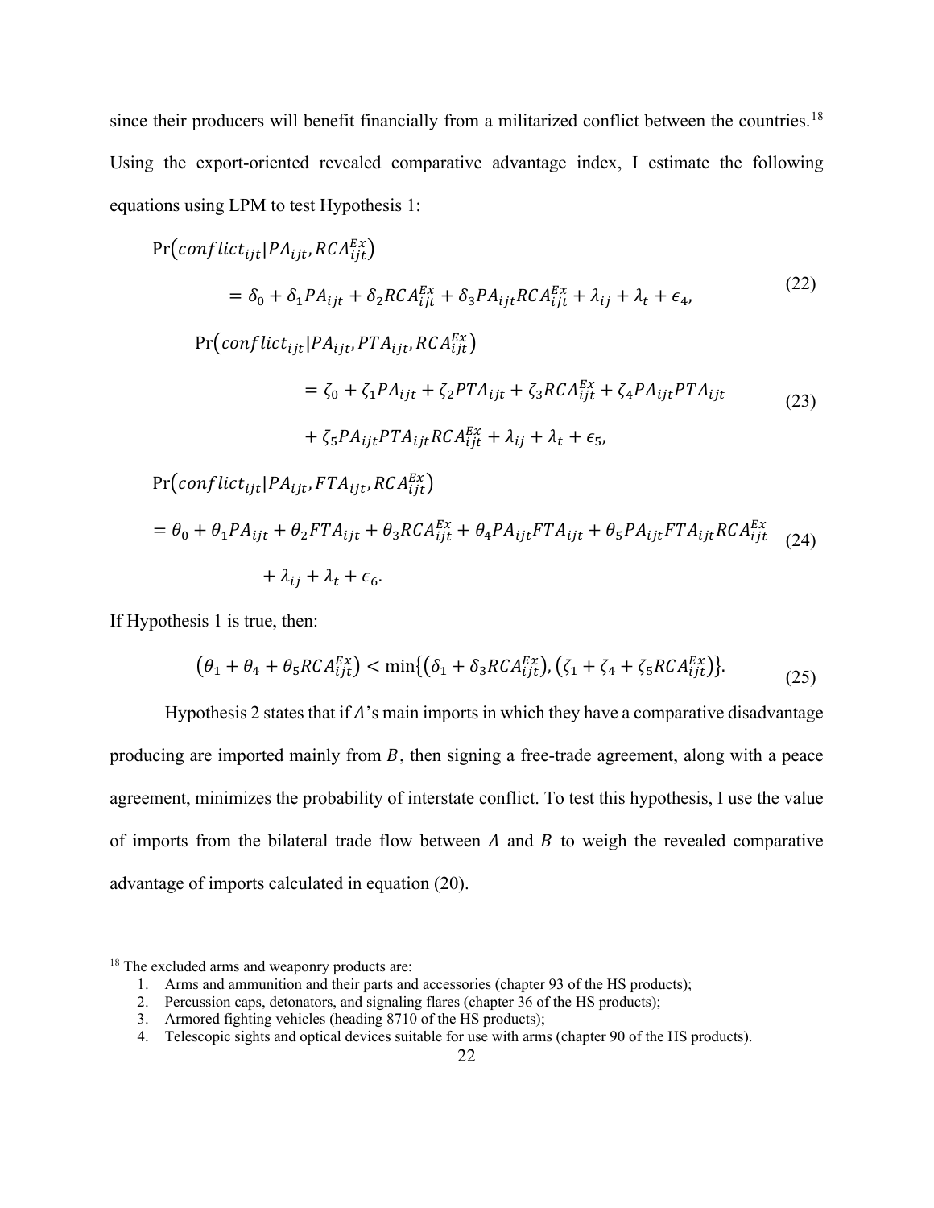since their producers will benefit financially from a militarized conflict between the countries.[18] Using the export-oriented revealed comparative advantage index, I estimate the following equations using LPM to test Hypothesis 1:

$$\Pr\left(conflict_{ijt}|PA_{ijt}, RCA_{ijt}^{Ex}\right) = \delta_0 + \delta_1 PA_{ijt} + \delta_2 RCA_{ijt}^{Ex} + \delta_3 PA_{ijt}RCA_{ijt}^{Ex} + \lambda_{ij} + \lambda_t + \epsilon_4, \tag{22}$$

$$\begin{aligned}\Pr\left(conflict_{ijt}|PA_{ijt}, PTA_{ijt}, RCA_{ijt}^{Ex}\right) &= \zeta_0 + \zeta_1 PA_{ijt} + \zeta_2 PTA_{ijt} + \zeta_3 RCA_{ijt}^{Ex} + \zeta_4 PA_{ijt}PTA_{ijt} \\ &\quad + \zeta_5 PA_{ijt}PTA_{ijt}RCA_{ijt}^{Ex} + \lambda_{ij} + \lambda_t + \epsilon_5,\end{aligned} \tag{23}$$

$$\begin{aligned}\Pr\left(conflict_{ijt}|PA_{ijt}, FTA_{ijt}, RCA_{ijt}^{Ex}\right) &= \theta_0 + \theta_1 PA_{ijt} + \theta_2 FTA_{ijt} + \theta_3 RCA_{ijt}^{Ex} + \theta_4 PA_{ijt}FTA_{ijt} + \theta_5 PA_{ijt}FTA_{ijt}RCA_{ijt}^{Ex} \\ &\quad + \lambda_{ij} + \lambda_t + \epsilon_6.\end{aligned} \tag{24}$$

If Hypothesis 1 is true, then:

$$\left(\theta_1 + \theta_4 + \theta_5 RCA_{ijt}^{Ex}\right) < \min\left\{\left(\delta_1 + \delta_3 RCA_{ijt}^{Ex}\right), \left(\zeta_1 + \zeta_4 + \zeta_5 RCA_{ijt}^{Ex}\right)\right\}. \tag{25}$$

Hypothesis 2 states that if $A$'s main imports in which they have a comparative disadvantage producing are imported mainly from $B$, then signing a free-trade agreement, along with a peace agreement, minimizes the probability of interstate conflict. To test this hypothesis, I use the value of imports from the bilateral trade flow between $A$ and $B$ to weigh the revealed comparative advantage of imports calculated in equation (20).

---

[18] The excluded arms and weaponry products are:

1. Arms and ammunition and their parts and accessories (chapter 93 of the HS products);
2. Percussion caps, detonators, and signaling flares (chapter 36 of the HS products);
3. Armored fighting vehicles (heading 8710 of the HS products);
4. Telescopic sights and optical devices suitable for use with arms (chapter 90 of the HS products).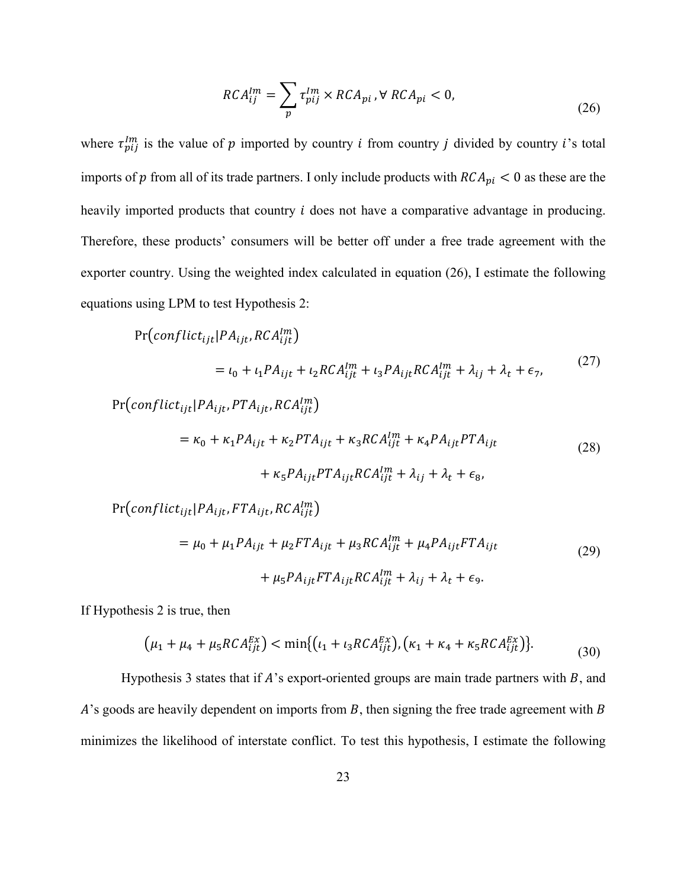$$RCA_{ij}^{Im} = \sum_{p} \tau_{pij}^{Im} \times RCA_{pi}, \forall\, RCA_{pi} < 0, \tag{26}$$

where $\tau_{pij}^{Im}$ is the value of $p$ imported by country $i$ from country $j$ divided by country $i$'s total imports of $p$ from all of its trade partners. I only include products with $RCA_{pi} < 0$ as these are the heavily imported products that country $i$ does not have a comparative advantage in producing. Therefore, these products' consumers will be better off under a free trade agreement with the exporter country. Using the weighted index calculated in equation (26), I estimate the following equations using LPM to test Hypothesis 2:

$$\begin{aligned} &\Pr\left(conflict_{ijt} \middle| PA_{ijt}, RCA_{ijt}^{Im}\right) \\ &\qquad = \iota_0 + \iota_1 PA_{ijt} + \iota_2 RCA_{ijt}^{Im} + \iota_3 PA_{ijt} RCA_{ijt}^{Im} + \lambda_{ij} + \lambda_t + \epsilon_7, \end{aligned} \tag{27}$$

$$\begin{aligned} &\Pr\left(conflict_{ijt} \middle| PA_{ijt}, PTA_{ijt}, RCA_{ijt}^{Im}\right) \\ &\qquad = \kappa_0 + \kappa_1 PA_{ijt} + \kappa_2 PTA_{ijt} + \kappa_3 RCA_{ijt}^{Im} + \kappa_4 PA_{ijt} PTA_{ijt} \\ &\qquad\qquad + \kappa_5 PA_{ijt} PTA_{ijt} RCA_{ijt}^{Im} + \lambda_{ij} + \lambda_t + \epsilon_8, \end{aligned} \tag{28}$$

$$\begin{aligned} &\Pr\left(conflict_{ijt} \middle| PA_{ijt}, FTA_{ijt}, RCA_{ijt}^{Im}\right) \\ &\qquad = \mu_0 + \mu_1 PA_{ijt} + \mu_2 FTA_{ijt} + \mu_3 RCA_{ijt}^{Im} + \mu_4 PA_{ijt} FTA_{ijt} \\ &\qquad\qquad + \mu_5 PA_{ijt} FTA_{ijt} RCA_{ijt}^{Im} + \lambda_{ij} + \lambda_t + \epsilon_9. \end{aligned} \tag{29}$$

If Hypothesis 2 is true, then

$$\left(\mu_1 + \mu_4 + \mu_5 RCA_{ijt}^{Ex}\right) < \min\left\{\left(\iota_1 + \iota_3 RCA_{ijt}^{Ex}\right), \left(\kappa_1 + \kappa_4 + \kappa_5 RCA_{ijt}^{Ex}\right)\right\}. \tag{30}$$

Hypothesis 3 states that if $A$'s export-oriented groups are main trade partners with $B$, and $A$'s goods are heavily dependent on imports from $B$, then signing the free trade agreement with $B$ minimizes the likelihood of interstate conflict. To test this hypothesis, I estimate the following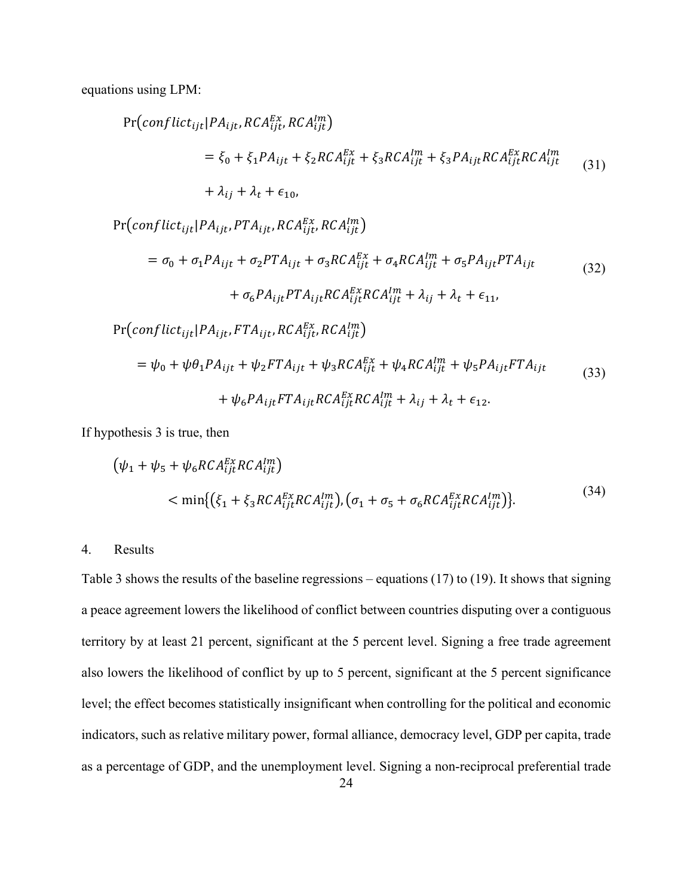equations using LPM:

$$
\Pr(conflict_{ijt}|PA_{ijt}, RCA_{ijt}^{Ex}, RCA_{ijt}^{Im}) = \xi_0 + \xi_1 PA_{ijt} + \xi_2 RCA_{ijt}^{Ex} + \xi_3 RCA_{ijt}^{Im} + \xi_3 PA_{ijt} RCA_{ijt}^{Ex} RCA_{ijt}^{Im} + \lambda_{ij} + \lambda_t + \epsilon_{10}, \tag{31}
$$

$$
\Pr(conflict_{ijt}|PA_{ijt}, PTA_{ijt}, RCA_{ijt}^{Ex}, RCA_{ijt}^{Im}) = \sigma_0 + \sigma_1 PA_{ijt} + \sigma_2 PTA_{ijt} + \sigma_3 RCA_{ijt}^{Ex} + \sigma_4 RCA_{ijt}^{Im} + \sigma_5 PA_{ijt} PTA_{ijt} + \sigma_6 PA_{ijt} PTA_{ijt} RCA_{ijt}^{Ex} RCA_{ijt}^{Im} + \lambda_{ij} + \lambda_t + \epsilon_{11}, \tag{32}
$$

$$
\Pr(conflict_{ijt}|PA_{ijt}, FTA_{ijt}, RCA_{ijt}^{Ex}, RCA_{ijt}^{Im}) = \psi_0 + \psi\theta_1 PA_{ijt} + \psi_2 FTA_{ijt} + \psi_3 RCA_{ijt}^{Ex} + \psi_4 RCA_{ijt}^{Im} + \psi_5 PA_{ijt} FTA_{ijt} + \psi_6 PA_{ijt} FTA_{ijt} RCA_{ijt}^{Ex} RCA_{ijt}^{Im} + \lambda_{ij} + \lambda_t + \epsilon_{12}. \tag{33}
$$

If hypothesis 3 is true, then

$$
(\psi_1 + \psi_5 + \psi_6 RCA_{ijt}^{Ex} RCA_{ijt}^{Im}) < \min\{(\xi_1 + \xi_3 RCA_{ijt}^{Ex} RCA_{ijt}^{Im}), (\sigma_1 + \sigma_5 + \sigma_6 RCA_{ijt}^{Ex} RCA_{ijt}^{Im})\}. \tag{34}
$$

## 4. Results

Table 3 shows the results of the baseline regressions – equations (17) to (19). It shows that signing a peace agreement lowers the likelihood of conflict between countries disputing over a contiguous territory by at least 21 percent, significant at the 5 percent level. Signing a free trade agreement also lowers the likelihood of conflict by up to 5 percent, significant at the 5 percent significance level; the effect becomes statistically insignificant when controlling for the political and economic indicators, such as relative military power, formal alliance, democracy level, GDP per capita, trade as a percentage of GDP, and the unemployment level. Signing a non-reciprocal preferential trade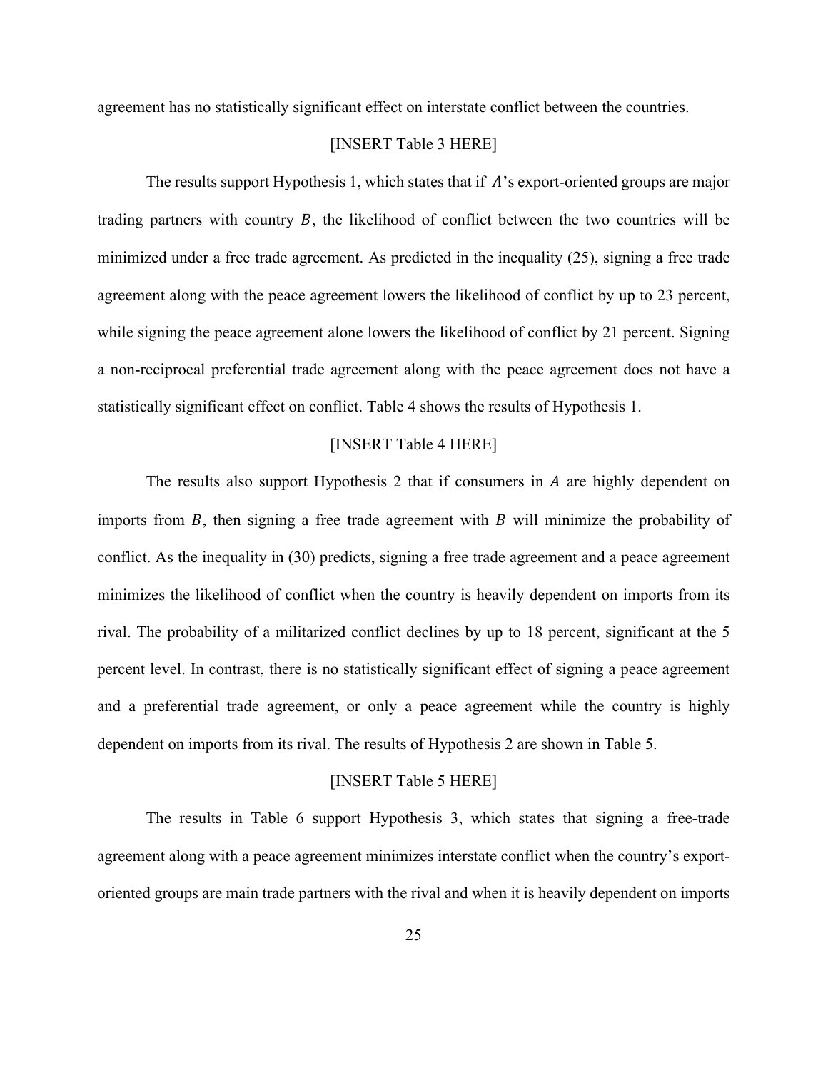agreement has no statistically significant effect on interstate conflict between the countries.

[INSERT Table 3 HERE]

The results support Hypothesis 1, which states that if $A$'s export-oriented groups are major trading partners with country $B$, the likelihood of conflict between the two countries will be minimized under a free trade agreement. As predicted in the inequality (25), signing a free trade agreement along with the peace agreement lowers the likelihood of conflict by up to 23 percent, while signing the peace agreement alone lowers the likelihood of conflict by 21 percent. Signing a non-reciprocal preferential trade agreement along with the peace agreement does not have a statistically significant effect on conflict. Table 4 shows the results of Hypothesis 1.

[INSERT Table 4 HERE]

The results also support Hypothesis 2 that if consumers in $A$ are highly dependent on imports from $B$, then signing a free trade agreement with $B$ will minimize the probability of conflict. As the inequality in (30) predicts, signing a free trade agreement and a peace agreement minimizes the likelihood of conflict when the country is heavily dependent on imports from its rival. The probability of a militarized conflict declines by up to 18 percent, significant at the 5 percent level. In contrast, there is no statistically significant effect of signing a peace agreement and a preferential trade agreement, or only a peace agreement while the country is highly dependent on imports from its rival. The results of Hypothesis 2 are shown in Table 5.

[INSERT Table 5 HERE]

The results in Table 6 support Hypothesis 3, which states that signing a free-trade agreement along with a peace agreement minimizes interstate conflict when the country's export-oriented groups are main trade partners with the rival and when it is heavily dependent on imports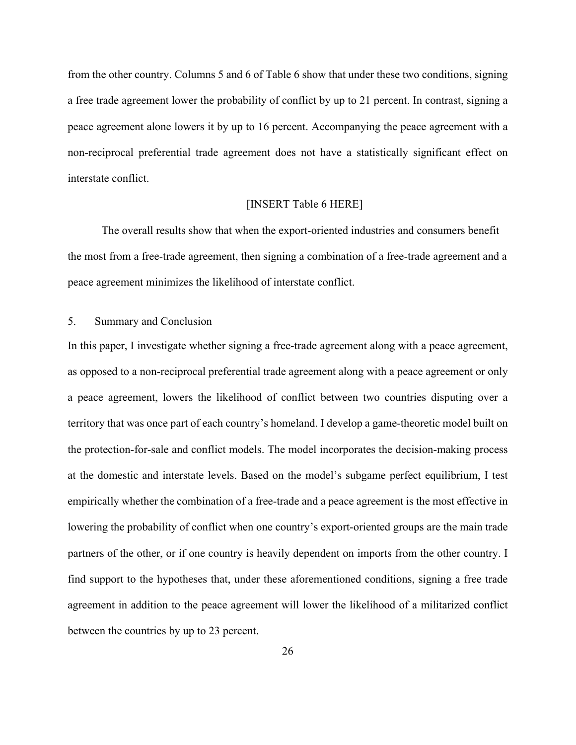from the other country. Columns 5 and 6 of Table 6 show that under these two conditions, signing a free trade agreement lower the probability of conflict by up to 21 percent. In contrast, signing a peace agreement alone lowers it by up to 16 percent. Accompanying the peace agreement with a non-reciprocal preferential trade agreement does not have a statistically significant effect on interstate conflict.

[INSERT Table 6 HERE]

The overall results show that when the export-oriented industries and consumers benefit the most from a free-trade agreement, then signing a combination of a free-trade agreement and a peace agreement minimizes the likelihood of interstate conflict.

## 5. Summary and Conclusion

In this paper, I investigate whether signing a free-trade agreement along with a peace agreement, as opposed to a non-reciprocal preferential trade agreement along with a peace agreement or only a peace agreement, lowers the likelihood of conflict between two countries disputing over a territory that was once part of each country's homeland. I develop a game-theoretic model built on the protection-for-sale and conflict models. The model incorporates the decision-making process at the domestic and interstate levels. Based on the model's subgame perfect equilibrium, I test empirically whether the combination of a free-trade and a peace agreement is the most effective in lowering the probability of conflict when one country's export-oriented groups are the main trade partners of the other, or if one country is heavily dependent on imports from the other country. I find support to the hypotheses that, under these aforementioned conditions, signing a free trade agreement in addition to the peace agreement will lower the likelihood of a militarized conflict between the countries by up to 23 percent.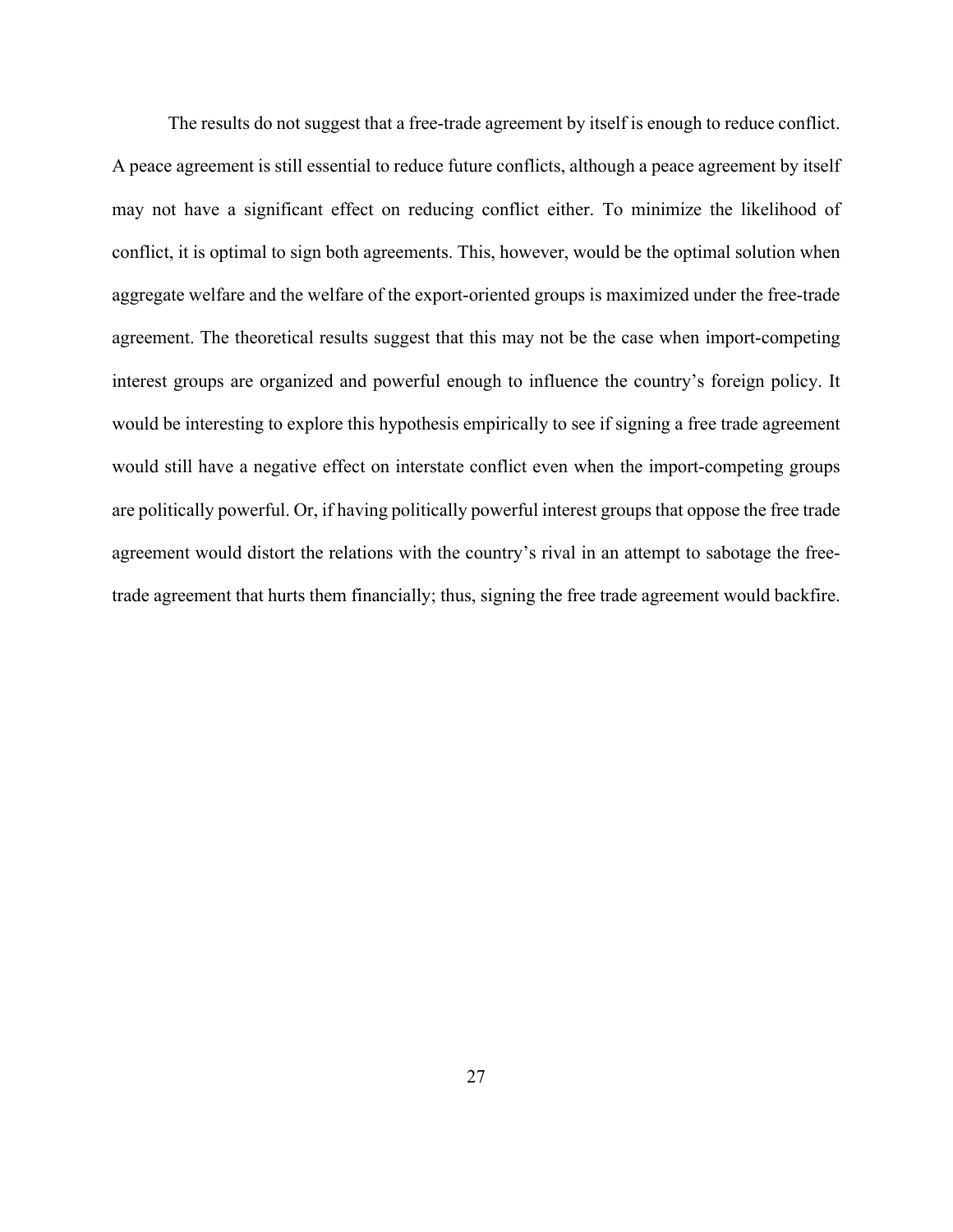The results do not suggest that a free-trade agreement by itself is enough to reduce conflict. A peace agreement is still essential to reduce future conflicts, although a peace agreement by itself may not have a significant effect on reducing conflict either. To minimize the likelihood of conflict, it is optimal to sign both agreements. This, however, would be the optimal solution when aggregate welfare and the welfare of the export-oriented groups is maximized under the free-trade agreement. The theoretical results suggest that this may not be the case when import-competing interest groups are organized and powerful enough to influence the country's foreign policy. It would be interesting to explore this hypothesis empirically to see if signing a free trade agreement would still have a negative effect on interstate conflict even when the import-competing groups are politically powerful. Or, if having politically powerful interest groups that oppose the free trade agreement would distort the relations with the country's rival in an attempt to sabotage the free-trade agreement that hurts them financially; thus, signing the free trade agreement would backfire.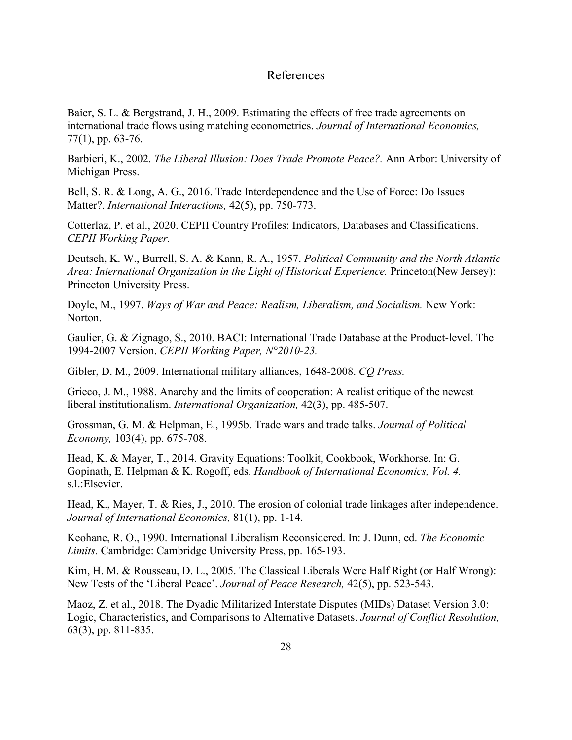# References

Baier, S. L. & Bergstrand, J. H., 2009. Estimating the effects of free trade agreements on international trade flows using matching econometrics. *Journal of International Economics,* 77(1), pp. 63-76.

Barbieri, K., 2002. *The Liberal Illusion: Does Trade Promote Peace?.* Ann Arbor: University of Michigan Press.

Bell, S. R. & Long, A. G., 2016. Trade Interdependence and the Use of Force: Do Issues Matter?. *International Interactions,* 42(5), pp. 750-773.

Cotterlaz, P. et al., 2020. CEPII Country Profiles: Indicators, Databases and Classifications. *CEPII Working Paper.*

Deutsch, K. W., Burrell, S. A. & Kann, R. A., 1957. *Political Community and the North Atlantic Area: International Organization in the Light of Historical Experience.* Princeton(New Jersey): Princeton University Press.

Doyle, M., 1997. *Ways of War and Peace: Realism, Liberalism, and Socialism.* New York: Norton.

Gaulier, G. & Zignago, S., 2010. BACI: International Trade Database at the Product-level. The 1994-2007 Version. *CEPII Working Paper, N°2010-23.*

Gibler, D. M., 2009. International military alliances, 1648-2008. *CQ Press.*

Grieco, J. M., 1988. Anarchy and the limits of cooperation: A realist critique of the newest liberal institutionalism. *International Organization,* 42(3), pp. 485-507.

Grossman, G. M. & Helpman, E., 1995b. Trade wars and trade talks. *Journal of Political Economy,* 103(4), pp. 675-708.

Head, K. & Mayer, T., 2014. Gravity Equations: Toolkit, Cookbook, Workhorse. In: G. Gopinath, E. Helpman & K. Rogoff, eds. *Handbook of International Economics, Vol. 4.* s.l.:Elsevier.

Head, K., Mayer, T. & Ries, J., 2010. The erosion of colonial trade linkages after independence. *Journal of International Economics,* 81(1), pp. 1-14.

Keohane, R. O., 1990. International Liberalism Reconsidered. In: J. Dunn, ed. *The Economic Limits.* Cambridge: Cambridge University Press, pp. 165-193.

Kim, H. M. & Rousseau, D. L., 2005. The Classical Liberals Were Half Right (or Half Wrong): New Tests of the 'Liberal Peace'. *Journal of Peace Research,* 42(5), pp. 523-543.

Maoz, Z. et al., 2018. The Dyadic Militarized Interstate Disputes (MIDs) Dataset Version 3.0: Logic, Characteristics, and Comparisons to Alternative Datasets. *Journal of Conflict Resolution,* 63(3), pp. 811-835.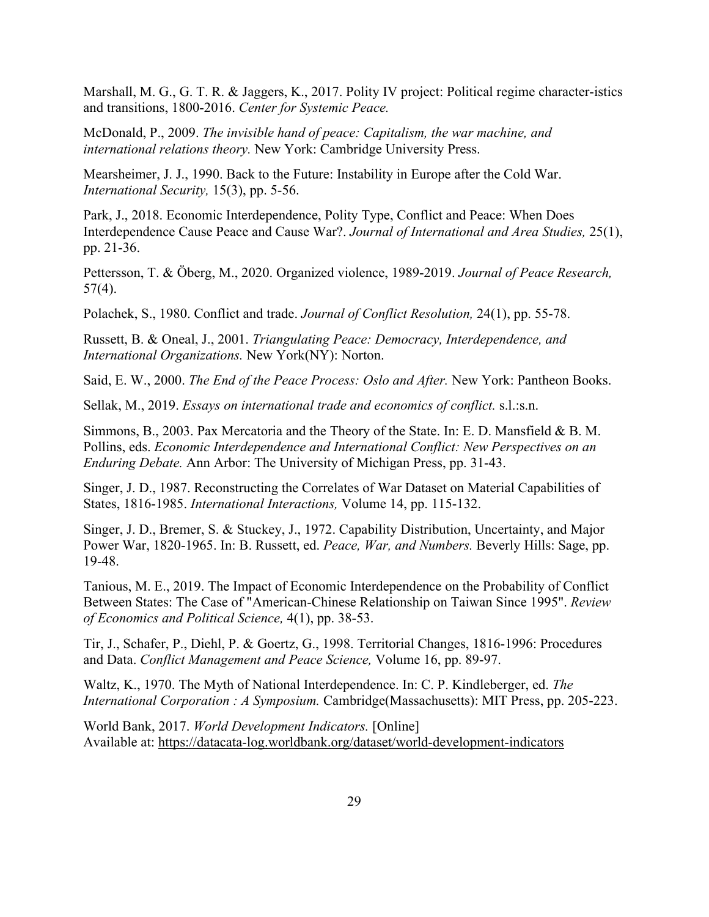Marshall, M. G., G. T. R. & Jaggers, K., 2017. Polity IV project: Political regime character-istics and transitions, 1800-2016. *Center for Systemic Peace.*

McDonald, P., 2009. *The invisible hand of peace: Capitalism, the war machine, and international relations theory.* New York: Cambridge University Press.

Mearsheimer, J. J., 1990. Back to the Future: Instability in Europe after the Cold War. *International Security,* 15(3), pp. 5-56.

Park, J., 2018. Economic Interdependence, Polity Type, Conflict and Peace: When Does Interdependence Cause Peace and Cause War?. *Journal of International and Area Studies,* 25(1), pp. 21-36.

Pettersson, T. & Öberg, M., 2020. Organized violence, 1989-2019. *Journal of Peace Research,* 57(4).

Polachek, S., 1980. Conflict and trade. *Journal of Conflict Resolution,* 24(1), pp. 55-78.

Russett, B. & Oneal, J., 2001. *Triangulating Peace: Democracy, Interdependence, and International Organizations.* New York(NY): Norton.

Said, E. W., 2000. *The End of the Peace Process: Oslo and After.* New York: Pantheon Books.

Sellak, M., 2019. *Essays on international trade and economics of conflict.* s.l.:s.n.

Simmons, B., 2003. Pax Mercatoria and the Theory of the State. In: E. D. Mansfield & B. M. Pollins, eds. *Economic Interdependence and International Conflict: New Perspectives on an Enduring Debate.* Ann Arbor: The University of Michigan Press, pp. 31-43.

Singer, J. D., 1987. Reconstructing the Correlates of War Dataset on Material Capabilities of States, 1816-1985. *International Interactions,* Volume 14, pp. 115-132.

Singer, J. D., Bremer, S. & Stuckey, J., 1972. Capability Distribution, Uncertainty, and Major Power War, 1820-1965. In: B. Russett, ed. *Peace, War, and Numbers.* Beverly Hills: Sage, pp. 19-48.

Tanious, M. E., 2019. The Impact of Economic Interdependence on the Probability of Conflict Between States: The Case of "American-Chinese Relationship on Taiwan Since 1995". *Review of Economics and Political Science,* 4(1), pp. 38-53.

Tir, J., Schafer, P., Diehl, P. & Goertz, G., 1998. Territorial Changes, 1816-1996: Procedures and Data. *Conflict Management and Peace Science,* Volume 16, pp. 89-97.

Waltz, K., 1970. The Myth of National Interdependence. In: C. P. Kindleberger, ed. *The International Corporation : A Symposium.* Cambridge(Massachusetts): MIT Press, pp. 205-223.

World Bank, 2017. *World Development Indicators.* [Online]
Available at: https://datacata-log.worldbank.org/dataset/world-development-indicators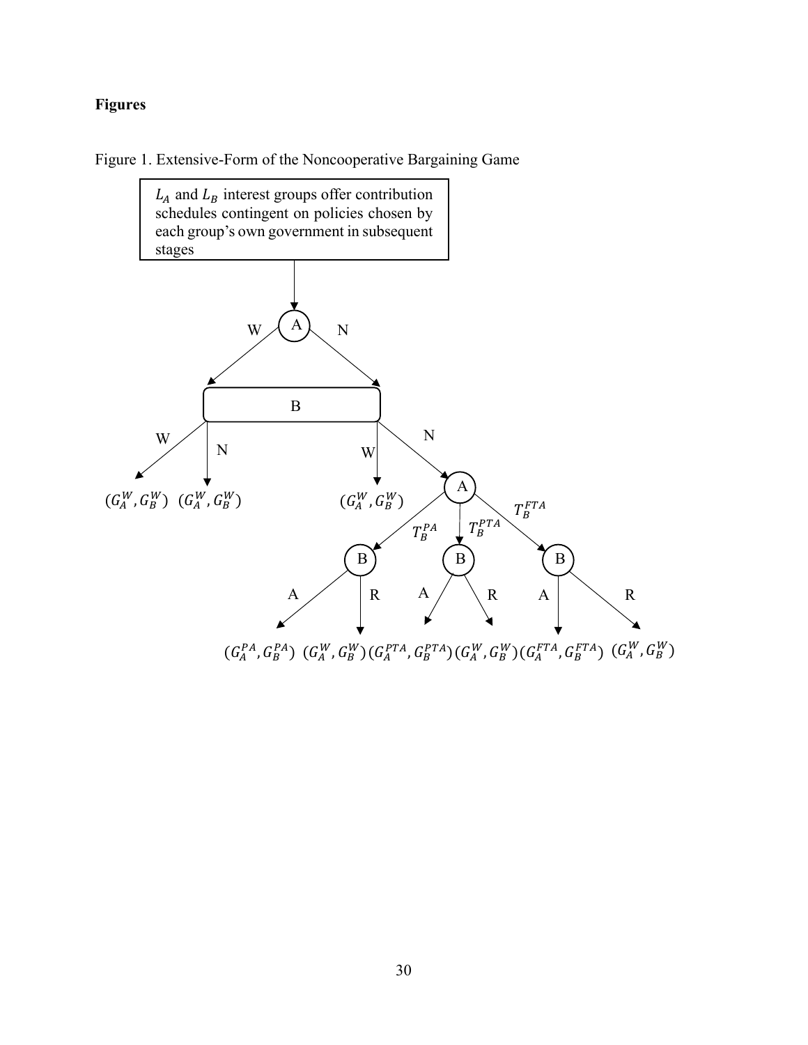**Figures**

Figure 1. Extensive-Form of the Noncooperative Bargaining Game

$L_A$ and $L_B$ interest groups offer contribution schedules contingent on policies chosen by each group's own government in subsequent stages

A: W, N

B: W, N

$(G_A^W, G_B^W)$ $(G_A^W, G_B^W)$ $(G_A^W, G_B^W)$

A: $T_B^{PA}$, $T_B^{PTA}$, $T_B^{FTA}$

B: A, R

$(G_A^{PA}, G_B^{PA})$ $(G_A^W, G_B^W)$ $(G_A^{PTA}, G_B^{PTA})$ $(G_A^W, G_B^W)$ $(G_A^{FTA}, G_B^{FTA})$ $(G_A^W, G_B^W)$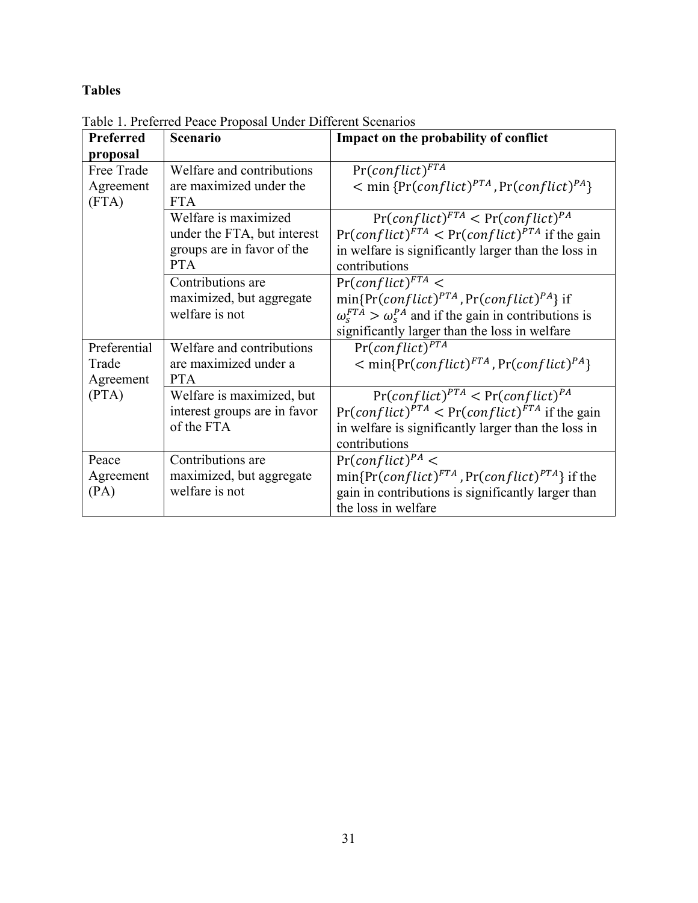**Tables**

Table 1. Preferred Peace Proposal Under Different Scenarios

| Preferred proposal | Scenario | Impact on the probability of conflict |
|---|---|---|
| Free Trade Agreement (FTA) | Welfare and contributions are maximized under the FTA | $\Pr(conflict)^{FTA} < \min\{\Pr(conflict)^{PTA}, \Pr(conflict)^{PA}\}$ |
| | Welfare is maximized under the FTA, but interest groups are in favor of the PTA | $\Pr(conflict)^{FTA} < \Pr(conflict)^{PA}$ $\Pr(conflict)^{FTA} < \Pr(conflict)^{PTA}$ if the gain in welfare is significantly larger than the loss in contributions |
| | Contributions are maximized, but aggregate welfare is not | $\Pr(conflict)^{FTA} < \min\{\Pr(conflict)^{PTA}, \Pr(conflict)^{PA}\}$ if $\omega_s^{FTA} > \omega_s^{PA}$ and if the gain in contributions is significantly larger than the loss in welfare |
| Preferential Trade Agreement (PTA) | Welfare and contributions are maximized under a PTA | $\Pr(conflict)^{PTA} < \min\{\Pr(conflict)^{FTA}, \Pr(conflict)^{PA}\}$ |
| | Welfare is maximized, but interest groups are in favor of the FTA | $\Pr(conflict)^{PTA} < \Pr(conflict)^{PA}$ $\Pr(conflict)^{PTA} < \Pr(conflict)^{FTA}$ if the gain in welfare is significantly larger than the loss in contributions |
| Peace Agreement (PA) | Contributions are maximized, but aggregate welfare is not | $\Pr(conflict)^{PA} < \min\{\Pr(conflict)^{FTA}, \Pr(conflict)^{PTA}\}$ if the gain in contributions is significantly larger than the loss in welfare |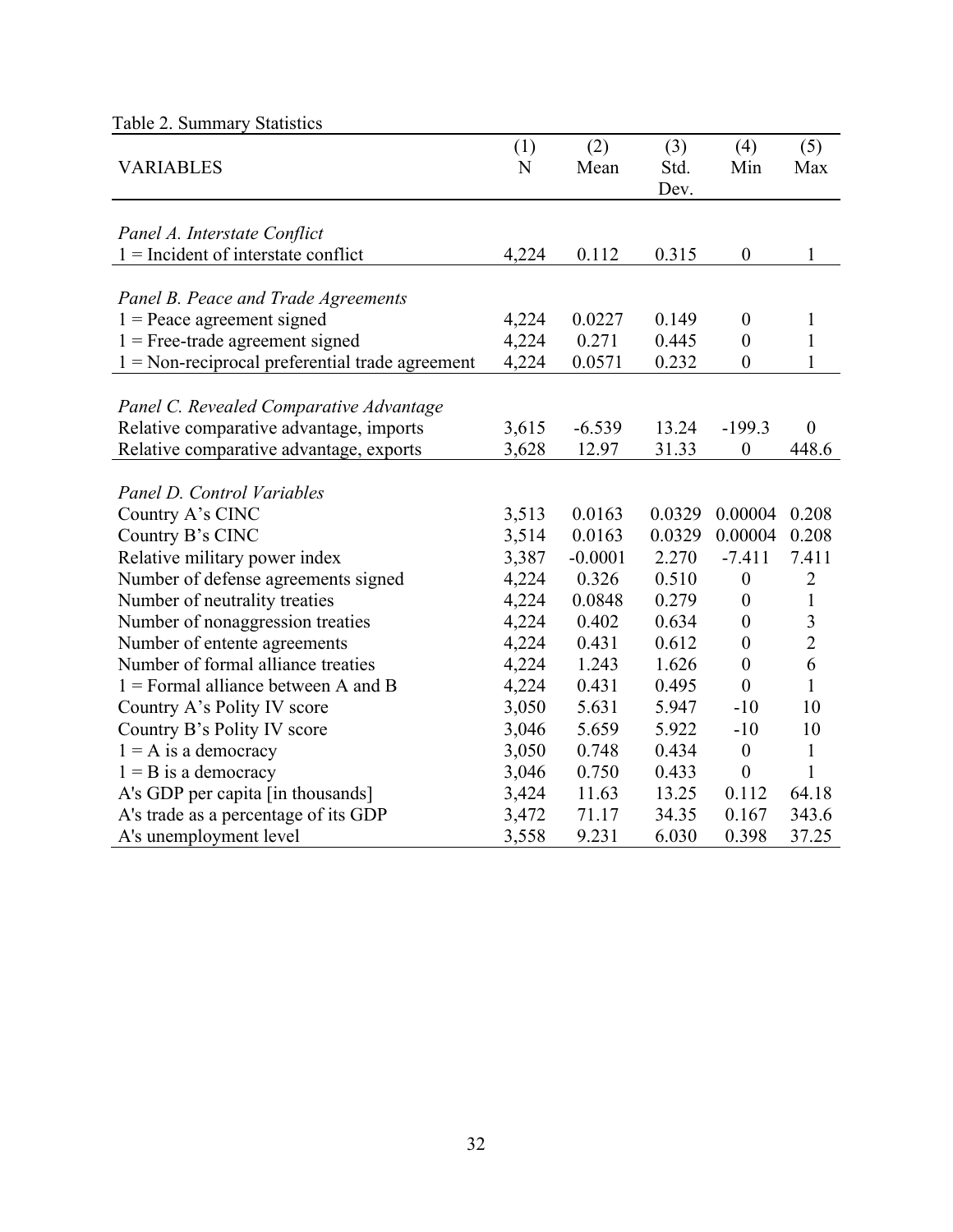Table 2. Summary Statistics

| VARIABLES | (1) N | (2) Mean | (3) Std. Dev. | (4) Min | (5) Max |
|---|---|---|---|---|---|
| *Panel A. Interstate Conflict* | | | | | |
| 1 = Incident of interstate conflict | 4,224 | 0.112 | 0.315 | 0 | 1 |
| *Panel B. Peace and Trade Agreements* | | | | | |
| 1 = Peace agreement signed | 4,224 | 0.0227 | 0.149 | 0 | 1 |
| 1 = Free-trade agreement signed | 4,224 | 0.271 | 0.445 | 0 | 1 |
| 1 = Non-reciprocal preferential trade agreement | 4,224 | 0.0571 | 0.232 | 0 | 1 |
| *Panel C. Revealed Comparative Advantage* | | | | | |
| Relative comparative advantage, imports | 3,615 | -6.539 | 13.24 | -199.3 | 0 |
| Relative comparative advantage, exports | 3,628 | 12.97 | 31.33 | 0 | 448.6 |
| *Panel D. Control Variables* | | | | | |
| Country A's CINC | 3,513 | 0.0163 | 0.0329 | 0.00004 | 0.208 |
| Country B's CINC | 3,514 | 0.0163 | 0.0329 | 0.00004 | 0.208 |
| Relative military power index | 3,387 | -0.0001 | 2.270 | -7.411 | 7.411 |
| Number of defense agreements signed | 4,224 | 0.326 | 0.510 | 0 | 2 |
| Number of neutrality treaties | 4,224 | 0.0848 | 0.279 | 0 | 1 |
| Number of nonaggression treaties | 4,224 | 0.402 | 0.634 | 0 | 3 |
| Number of entente agreements | 4,224 | 0.431 | 0.612 | 0 | 2 |
| Number of formal alliance treaties | 4,224 | 1.243 | 1.626 | 0 | 6 |
| 1 = Formal alliance between A and B | 4,224 | 0.431 | 0.495 | 0 | 1 |
| Country A's Polity IV score | 3,050 | 5.631 | 5.947 | -10 | 10 |
| Country B's Polity IV score | 3,046 | 5.659 | 5.922 | -10 | 10 |
| 1 = A is a democracy | 3,050 | 0.748 | 0.434 | 0 | 1 |
| 1 = B is a democracy | 3,046 | 0.750 | 0.433 | 0 | 1 |
| A's GDP per capita [in thousands] | 3,424 | 11.63 | 13.25 | 0.112 | 64.18 |
| A's trade as a percentage of its GDP | 3,472 | 71.17 | 34.35 | 0.167 | 343.6 |
| A's unemployment level | 3,558 | 9.231 | 6.030 | 0.398 | 37.25 |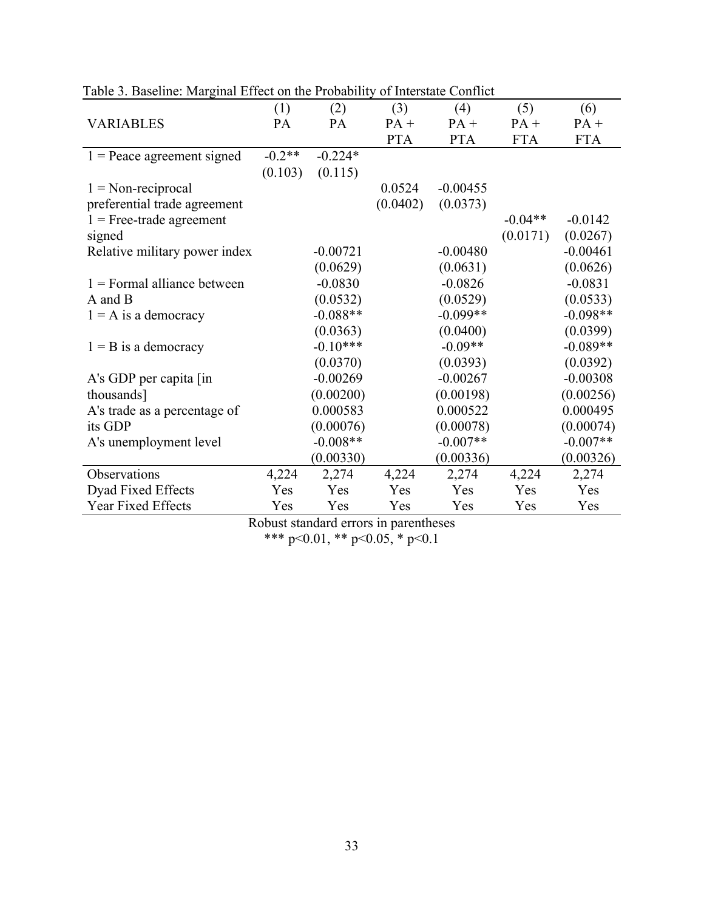Table 3. Baseline: Marginal Effect on the Probability of Interstate Conflict

| VARIABLES | (1) PA | (2) PA | (3) PA + PTA | (4) PA + PTA | (5) PA + FTA | (6) PA + FTA |
|---|---|---|---|---|---|---|
| 1 = Peace agreement signed | -0.2** | -0.224* | | | | |
| | (0.103) | (0.115) | | | | |
| 1 = Non-reciprocal preferential trade agreement | | | 0.0524 | -0.00455 | | |
| | | | (0.0402) | (0.0373) | | |
| 1 = Free-trade agreement signed | | | | | -0.04** | -0.0142 |
| | | | | | (0.0171) | (0.0267) |
| Relative military power index | | -0.00721 | | -0.00480 | | -0.00461 |
| | | (0.0629) | | (0.0631) | | (0.0626) |
| 1 = Formal alliance between A and B | | -0.0830 | | -0.0826 | | -0.0831 |
| | | (0.0532) | | (0.0529) | | (0.0533) |
| 1 = A is a democracy | | -0.088** | | -0.099** | | -0.098** |
| | | (0.0363) | | (0.0400) | | (0.0399) |
| 1 = B is a democracy | | -0.10*** | | -0.09** | | -0.089** |
| | | (0.0370) | | (0.0393) | | (0.0392) |
| A's GDP per capita [in thousands] | | -0.00269 | | -0.00267 | | -0.00308 |
| | | (0.00200) | | (0.00198) | | (0.00256) |
| A's trade as a percentage of its GDP | | 0.000583 | | 0.000522 | | 0.000495 |
| | | (0.00076) | | (0.00078) | | (0.00074) |
| A's unemployment level | | -0.008** | | -0.007** | | -0.007** |
| | | (0.00330) | | (0.00336) | | (0.00326) |
| Observations | 4,224 | 2,274 | 4,224 | 2,274 | 4,224 | 2,274 |
| Dyad Fixed Effects | Yes | Yes | Yes | Yes | Yes | Yes |
| Year Fixed Effects | Yes | Yes | Yes | Yes | Yes | Yes |

Robust standard errors in parentheses
*** p<0.01, ** p<0.05, * p<0.1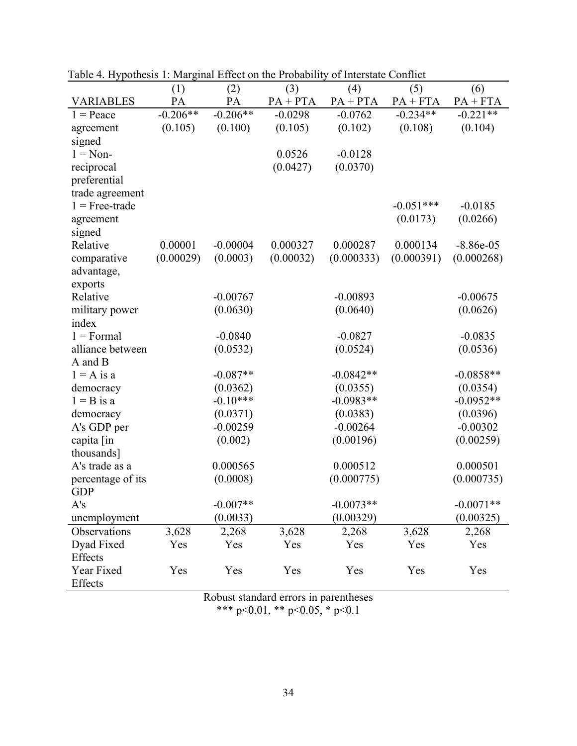Table 4. Hypothesis 1: Marginal Effect on the Probability of Interstate Conflict

| VARIABLES | (1) PA | (2) PA | (3) PA + PTA | (4) PA + PTA | (5) PA + FTA | (6) PA + FTA |
|---|---|---|---|---|---|---|
| 1 = Peace agreement signed | -0.206** | -0.206** | -0.0298 | -0.0762 | -0.234** | -0.221** |
| | (0.105) | (0.100) | (0.105) | (0.102) | (0.108) | (0.104) |
| 1 = Non-reciprocal preferential trade agreement | | | 0.0526 | -0.0128 | | |
| | | | (0.0427) | (0.0370) | | |
| 1 = Free-trade agreement signed | | | | | -0.051*** | -0.0185 |
| | | | | | (0.0173) | (0.0266) |
| Relative comparative advantage, exports | 0.00001 | -0.00004 | 0.000327 | 0.000287 | 0.000134 | -8.86e-05 |
| | (0.00029) | (0.0003) | (0.00032) | (0.000333) | (0.000391) | (0.000268) |
| Relative military power index | | -0.00767 | | -0.00893 | | -0.00675 |
| | | (0.0630) | | (0.0640) | | (0.0626) |
| 1 = Formal alliance between A and B | | -0.0840 | | -0.0827 | | -0.0835 |
| | | (0.0532) | | (0.0524) | | (0.0536) |
| 1 = A is a democracy | | -0.087** | | -0.0842** | | -0.0858** |
| | | (0.0362) | | (0.0355) | | (0.0354) |
| 1 = B is a democracy | | -0.10*** | | -0.0983** | | -0.0952** |
| | | (0.0371) | | (0.0383) | | (0.0396) |
| A's GDP per capita [in thousands] | | -0.00259 | | -0.00264 | | -0.00302 |
| | | (0.002) | | (0.00196) | | (0.00259) |
| A's trade as a percentage of its GDP | | 0.000565 | | 0.000512 | | 0.000501 |
| | | (0.0008) | | (0.000775) | | (0.000735) |
| A's unemployment | | -0.007** | | -0.0073** | | -0.0071** |
| | | (0.0033) | | (0.00329) | | (0.00325) |
| Observations | 3,628 | 2,268 | 3,628 | 2,268 | 3,628 | 2,268 |
| Dyad Fixed Effects | Yes | Yes | Yes | Yes | Yes | Yes |
| Year Fixed Effects | Yes | Yes | Yes | Yes | Yes | Yes |

Robust standard errors in parentheses
*** p<0.01, ** p<0.05, * p<0.1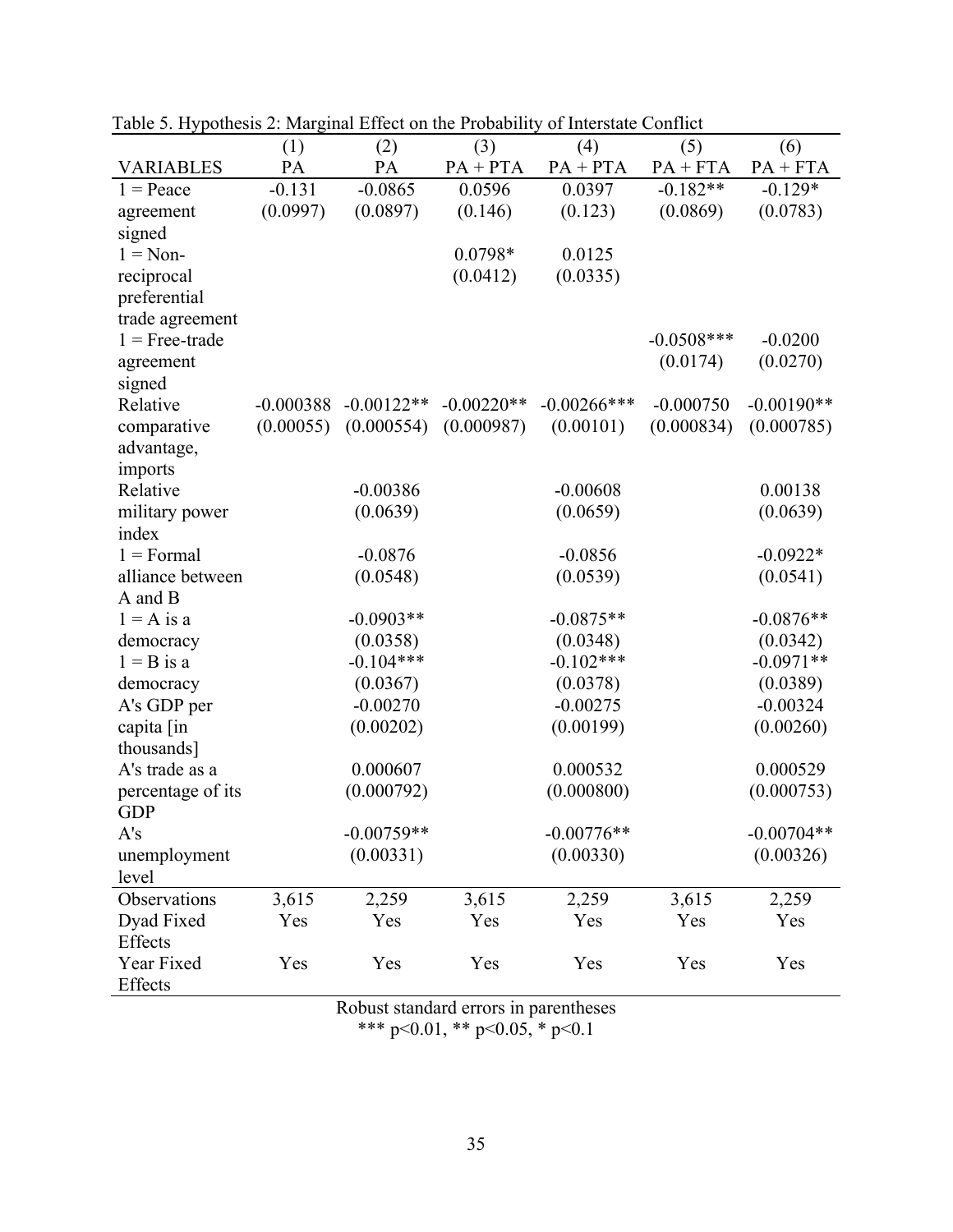Table 5. Hypothesis 2: Marginal Effect on the Probability of Interstate Conflict

| VARIABLES | (1) PA | (2) PA | (3) PA + PTA | (4) PA + PTA | (5) PA + FTA | (6) PA + FTA |
|---|---|---|---|---|---|---|
| 1 = Peace agreement signed | -0.131 | -0.0865 | 0.0596 | 0.0397 | -0.182** | -0.129* |
| | (0.0997) | (0.0897) | (0.146) | (0.123) | (0.0869) | (0.0783) |
| 1 = Non-reciprocal preferential trade agreement | | | 0.0798* | 0.0125 | | |
| | | | (0.0412) | (0.0335) | | |
| 1 = Free-trade agreement signed | | | | | -0.0508*** | -0.0200 |
| | | | | | (0.0174) | (0.0270) |
| Relative comparative advantage, imports | -0.000388 | -0.00122** | -0.00220** | -0.00266*** | -0.000750 | -0.00190** |
| | (0.00055) | (0.000554) | (0.000987) | (0.00101) | (0.000834) | (0.000785) |
| Relative military power index | | -0.00386 | | -0.00608 | | 0.00138 |
| | | (0.0639) | | (0.0659) | | (0.0639) |
| 1 = Formal alliance between A and B | | -0.0876 | | -0.0856 | | -0.0922* |
| | | (0.0548) | | (0.0539) | | (0.0541) |
| 1 = A is a democracy | | -0.0903** | | -0.0875** | | -0.0876** |
| | | (0.0358) | | (0.0348) | | (0.0342) |
| 1 = B is a democracy | | -0.104*** | | -0.102*** | | -0.0971** |
| | | (0.0367) | | (0.0378) | | (0.0389) |
| A's GDP per capita [in thousands] | | -0.00270 | | -0.00275 | | -0.00324 |
| | | (0.00202) | | (0.00199) | | (0.00260) |
| A's trade as a percentage of its GDP | | 0.000607 | | 0.000532 | | 0.000529 |
| | | (0.000792) | | (0.000800) | | (0.000753) |
| A's unemployment level | | -0.00759** | | -0.00776** | | -0.00704** |
| | | (0.00331) | | (0.00330) | | (0.00326) |
| Observations | 3,615 | 2,259 | 3,615 | 2,259 | 3,615 | 2,259 |
| Dyad Fixed Effects | Yes | Yes | Yes | Yes | Yes | Yes |
| Year Fixed Effects | Yes | Yes | Yes | Yes | Yes | Yes |

Robust standard errors in parentheses
*** p<0.01, ** p<0.05, * p<0.1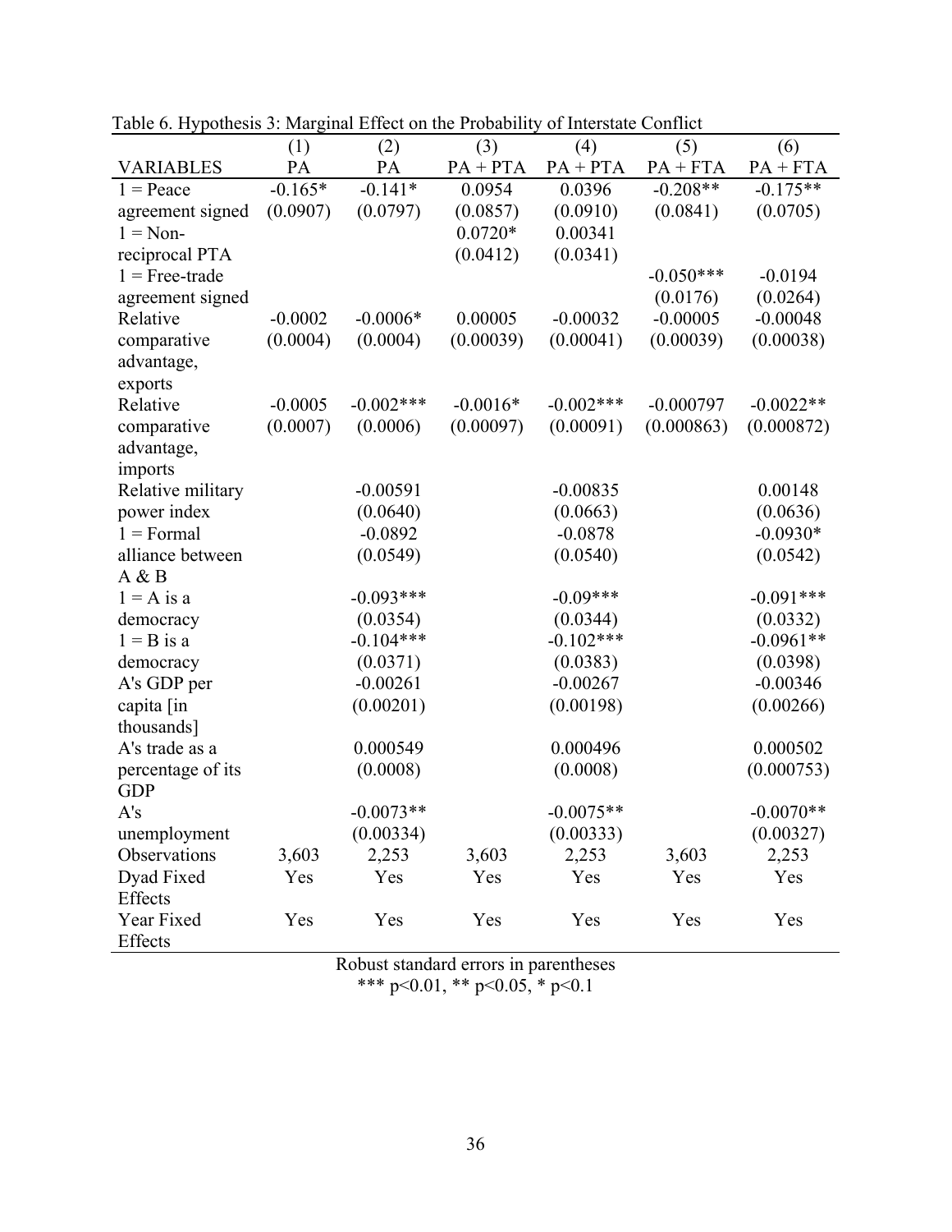Table 6. Hypothesis 3: Marginal Effect on the Probability of Interstate Conflict

| VARIABLES | (1)<br>PA | (2)<br>PA | (3)<br>PA + PTA | (4)<br>PA + PTA | (5)<br>PA + FTA | (6)<br>PA + FTA |
|---|---|---|---|---|---|---|
| 1 = Peace agreement signed | -0.165*<br>(0.0907) | -0.141*<br>(0.0797) | 0.0954<br>(0.0857) | 0.0396<br>(0.0910) | -0.208**<br>(0.0841) | -0.175**<br>(0.0705) |
| 1 = Non-reciprocal PTA | | | 0.0720*<br>(0.0412) | 0.00341<br>(0.0341) | | |
| 1 = Free-trade agreement signed | | | | | -0.050***<br>(0.0176) | -0.0194<br>(0.0264) |
| Relative comparative advantage, exports | -0.0002<br>(0.0004) | -0.0006*<br>(0.0004) | 0.00005<br>(0.00039) | -0.00032<br>(0.00041) | -0.00005<br>(0.00039) | -0.00048<br>(0.00038) |
| Relative comparative advantage, imports | -0.0005<br>(0.0007) | -0.002***<br>(0.0006) | -0.0016*<br>(0.00097) | -0.002***<br>(0.00091) | -0.000797<br>(0.000863) | -0.0022**<br>(0.000872) |
| Relative military power index | | -0.00591<br>(0.0640) | | -0.00835<br>(0.0663) | | 0.00148<br>(0.0636) |
| 1 = Formal alliance between A & B | | -0.0892<br>(0.0549) | | -0.0878<br>(0.0540) | | -0.0930*<br>(0.0542) |
| 1 = A is a democracy | | -0.093***<br>(0.0354) | | -0.09***<br>(0.0344) | | -0.091***<br>(0.0332) |
| 1 = B is a democracy | | -0.104***<br>(0.0371) | | -0.102***<br>(0.0383) | | -0.0961**<br>(0.0398) |
| A's GDP per capita [in thousands] | | -0.00261<br>(0.00201) | | -0.00267<br>(0.00198) | | -0.00346<br>(0.00266) |
| A's trade as a percentage of its GDP | | 0.000549<br>(0.0008) | | 0.000496<br>(0.0008) | | 0.000502<br>(0.000753) |
| A's unemployment | | -0.0073**<br>(0.00334) | | -0.0075**<br>(0.00333) | | -0.0070**<br>(0.00327) |
| Observations | 3,603 | 2,253 | 3,603 | 2,253 | 3,603 | 2,253 |
| Dyad Fixed Effects | Yes | Yes | Yes | Yes | Yes | Yes |
| Year Fixed Effects | Yes | Yes | Yes | Yes | Yes | Yes |

Robust standard errors in parentheses
*** p<0.01, ** p<0.05, * p<0.1